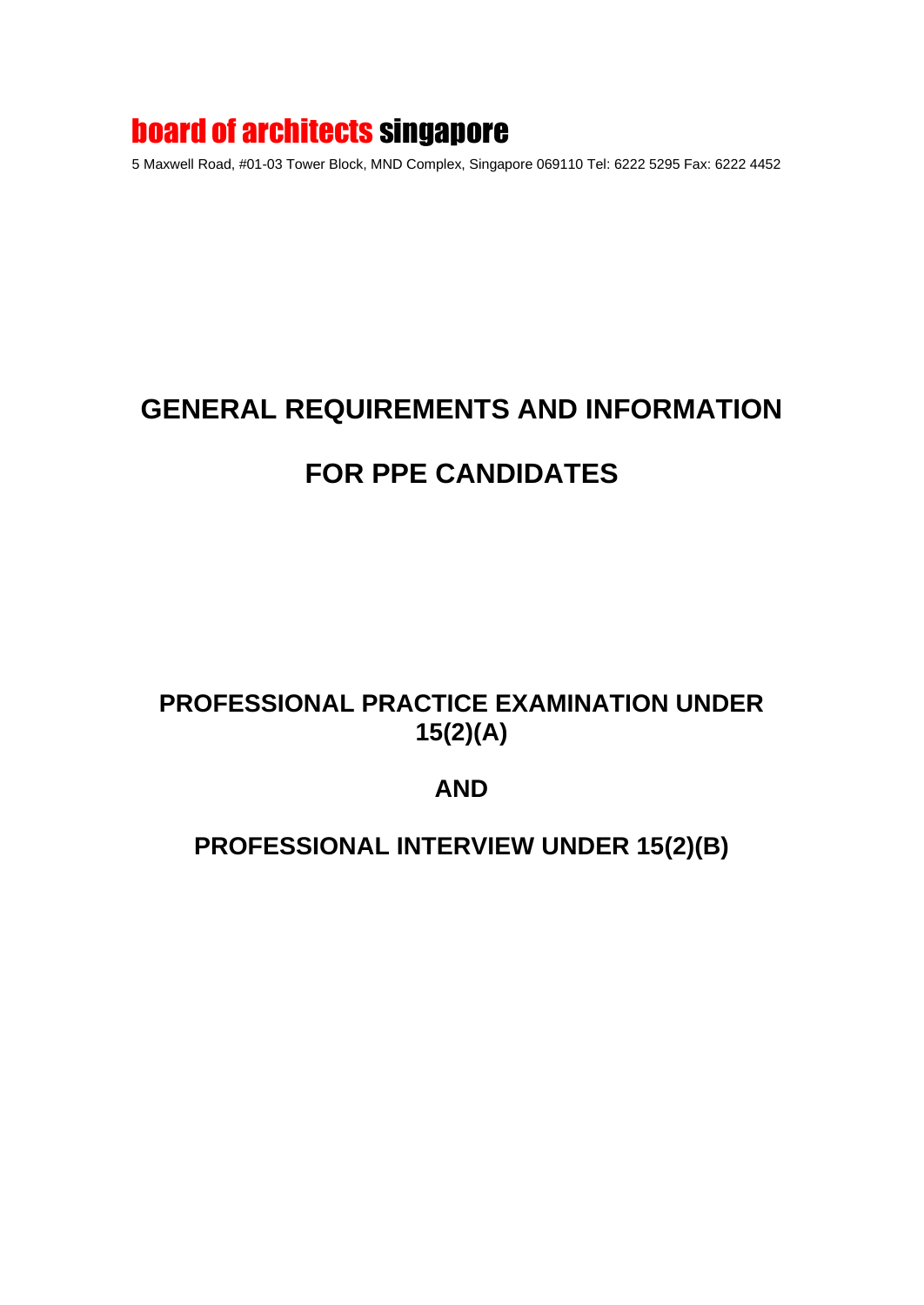board of architects singapore

5 Maxwell Road, #01-03 Tower Block, MND Complex, Singapore 069110 Tel: 6222 5295 Fax: 6222 4452

# GENERAL REQUIREMENTS AND INFORMATION

# FOR PPE CANDIDATES

## PROFESSIONAL PRACTICE EXAMINATION UNDER 15(2)(A)

## AND

## PROFESSIONAL INTERVIEW UNDER 15(2)(B)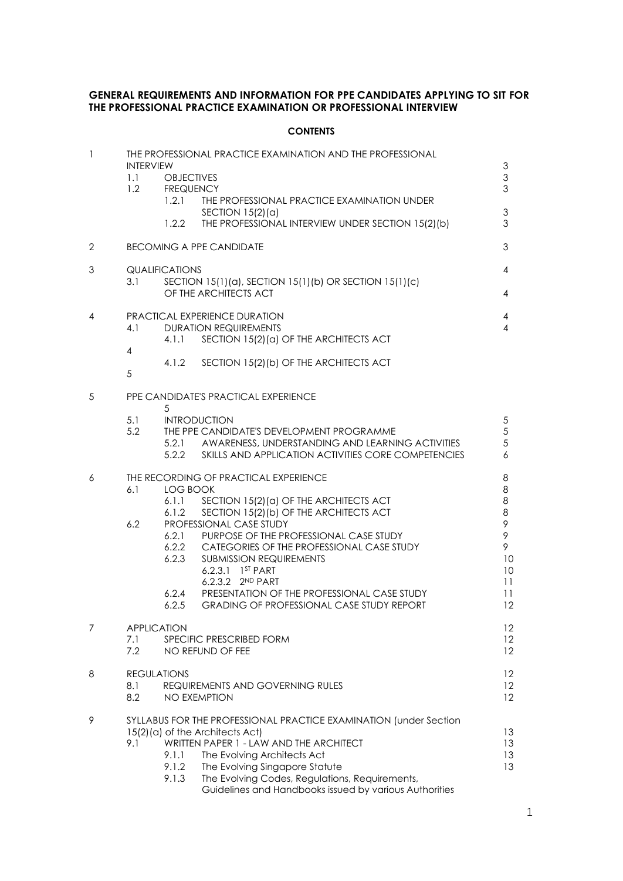**GENERAL REQUIREMENTS AND INFORMATION FOR PPE CANDIDATES APPLYING TO SIT FOR THE PROFESSIONAL PRACTICE EXAMINATION OR PROFESSIONAL INTERVIEW**

**CONTENTS**

| | | |
|---|---|---|
| 1 | THE PROFESSIONAL PRACTICE EXAMINATION AND THE PROFESSIONAL INTERVIEW | 3 |
| | 1.1 OBJECTIVES | 3 |
| | 1.2 FREQUENCY | 3 |
| | 1.2.1 THE PROFESSIONAL PRACTICE EXAMINATION UNDER SECTION 15(2)(a) | 3 |
| | 1.2.2 THE PROFESSIONAL INTERVIEW UNDER SECTION 15(2)(b) | 3 |
| 2 | BECOMING A PPE CANDIDATE | 3 |
| 3 | QUALIFICATIONS | 4 |
| | 3.1 SECTION 15(1)(a), SECTION 15(1)(b) OR SECTION 15(1)(c) OF THE ARCHITECTS ACT | 4 |
| 4 | PRACTICAL EXPERIENCE DURATION | 4 |
| | 4.1 DURATION REQUIREMENTS | 4 |
| | 4.1.1 SECTION 15(2)(a) OF THE ARCHITECTS ACT | 4 |
| | 4.1.2 SECTION 15(2)(b) OF THE ARCHITECTS ACT | 5 |
| 5 | PPE CANDIDATE'S PRACTICAL EXPERIENCE | 5 |
| | 5.1 INTRODUCTION | 5 |
| | 5.2 THE PPE CANDIDATE'S DEVELOPMENT PROGRAMME | 5 |
| | 5.2.1 AWARENESS, UNDERSTANDING AND LEARNING ACTIVITIES | 5 |
| | 5.2.2 SKILLS AND APPLICATION ACTIVITIES CORE COMPETENCIES | 6 |
| 6 | THE RECORDING OF PRACTICAL EXPERIENCE | 8 |
| | 6.1 LOG BOOK | 8 |
| | 6.1.1 SECTION 15(2)(a) OF THE ARCHITECTS ACT | 8 |
| | 6.1.2 SECTION 15(2)(b) OF THE ARCHITECTS ACT | 8 |
| | 6.2 PROFESSIONAL CASE STUDY | 9 |
| | 6.2.1 PURPOSE OF THE PROFESSIONAL CASE STUDY | 9 |
| | 6.2.2 CATEGORIES OF THE PROFESSIONAL CASE STUDY | 9 |
| | 6.2.3 SUBMISSION REQUIREMENTS | 10 |
| | 6.2.3.1 1ST PART | 10 |
| | 6.2.3.2 2ND PART | 11 |
| | 6.2.4 PRESENTATION OF THE PROFESSIONAL CASE STUDY | 11 |
| | 6.2.5 GRADING OF PROFESSIONAL CASE STUDY REPORT | 12 |
| 7 | APPLICATION | 12 |
| | 7.1 SPECIFIC PRESCRIBED FORM | 12 |
| | 7.2 NO REFUND OF FEE | 12 |
| 8 | REGULATIONS | 12 |
| | 8.1 REQUIREMENTS AND GOVERNING RULES | 12 |
| | 8.2 NO EXEMPTION | 12 |
| 9 | SYLLABUS FOR THE PROFESSIONAL PRACTICE EXAMINATION (under Section 15(2)(a) of the Architects Act) | 13 |
| | 9.1 WRITTEN PAPER 1 - LAW AND THE ARCHITECT | 13 |
| | 9.1.1 The Evolving Architects Act | 13 |
| | 9.1.2 The Evolving Singapore Statute | 13 |
| | 9.1.3 The Evolving Codes, Regulations, Requirements, Guidelines and Handbooks issued by various Authorities | |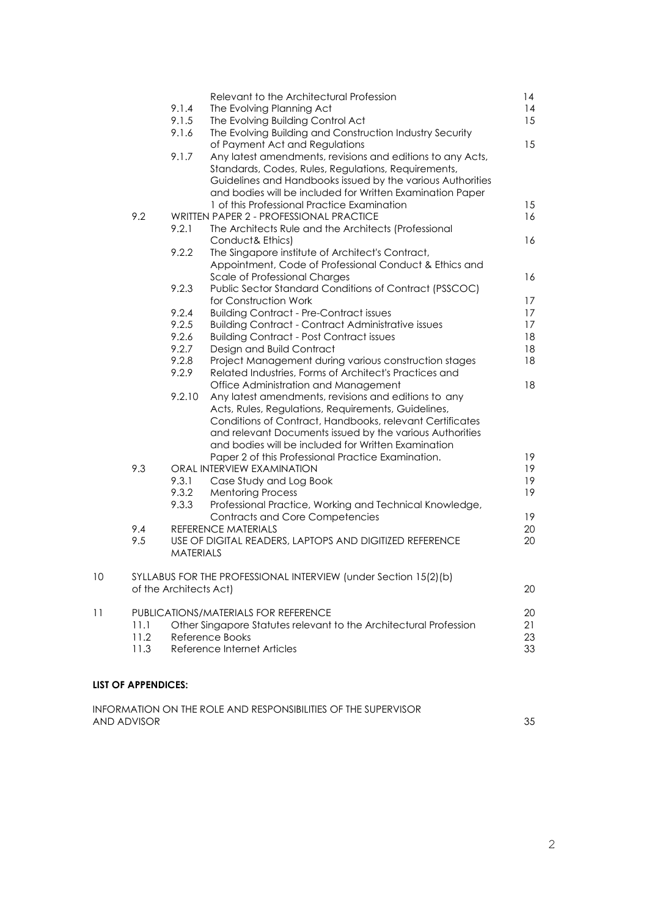| | | | |
|---|---|---|---|
| | | Relevant to the Architectural Profession | 14 |
| | 9.1.4 | The Evolving Planning Act | 14 |
| | 9.1.5 | The Evolving Building Control Act | 15 |
| | 9.1.6 | The Evolving Building and Construction Industry Security of Payment Act and Regulations | 15 |
| | 9.1.7 | Any latest amendments, revisions and editions to any Acts, Standards, Codes, Rules, Regulations, Requirements, Guidelines and Handbooks issued by the various Authorities and bodies will be included for Written Examination Paper 1 of this Professional Practice Examination | 15 |
| 9.2 | | WRITTEN PAPER 2 - PROFESSIONAL PRACTICE | 16 |
| | 9.2.1 | The Architects Rule and the Architects (Professional Conduct& Ethics) | 16 |
| | 9.2.2 | The Singapore institute of Architect's Contract, Appointment, Code of Professional Conduct & Ethics and Scale of Professional Charges | 16 |
| | 9.2.3 | Public Sector Standard Conditions of Contract (PSSCOC) for Construction Work | 17 |
| | 9.2.4 | Building Contract - Pre-Contract issues | 17 |
| | 9.2.5 | Building Contract - Contract Administrative issues | 17 |
| | 9.2.6 | Building Contract - Post Contract issues | 18 |
| | 9.2.7 | Design and Build Contract | 18 |
| | 9.2.8 | Project Management during various construction stages | 18 |
| | 9.2.9 | Related Industries, Forms of Architect's Practices and Office Administration and Management | 18 |
| | 9.2.10 | Any latest amendments, revisions and editions to any Acts, Rules, Regulations, Requirements, Guidelines, Conditions of Contract, Handbooks, relevant Certificates and relevant Documents issued by the various Authorities and bodies will be included for Written Examination Paper 2 of this Professional Practice Examination. | 19 |
| 9.3 | | ORAL INTERVIEW EXAMINATION | 19 |
| | 9.3.1 | Case Study and Log Book | 19 |
| | 9.3.2 | Mentoring Process | 19 |
| | 9.3.3 | Professional Practice, Working and Technical Knowledge, Contracts and Core Competencies | 19 |
| 9.4 | | REFERENCE MATERIALS | 20 |
| 9.5 | | USE OF DIGITAL READERS, LAPTOPS AND DIGITIZED REFERENCE MATERIALS | 20 |

| | | | |
|---|---|---|---|
| 10 | | SYLLABUS FOR THE PROFESSIONAL INTERVIEW (under Section 15(2)(b) of the Architects Act) | 20 |
| 11 | | PUBLICATIONS/MATERIALS FOR REFERENCE | 20 |
| | 11.1 | Other Singapore Statutes relevant to the Architectural Profession | 21 |
| | 11.2 | Reference Books | 23 |
| | 11.3 | Reference Internet Articles | 33 |

**LIST OF APPENDICES:**

| | |
|---|---|
| INFORMATION ON THE ROLE AND RESPONSIBILITIES OF THE SUPERVISOR AND ADVISOR | 35 |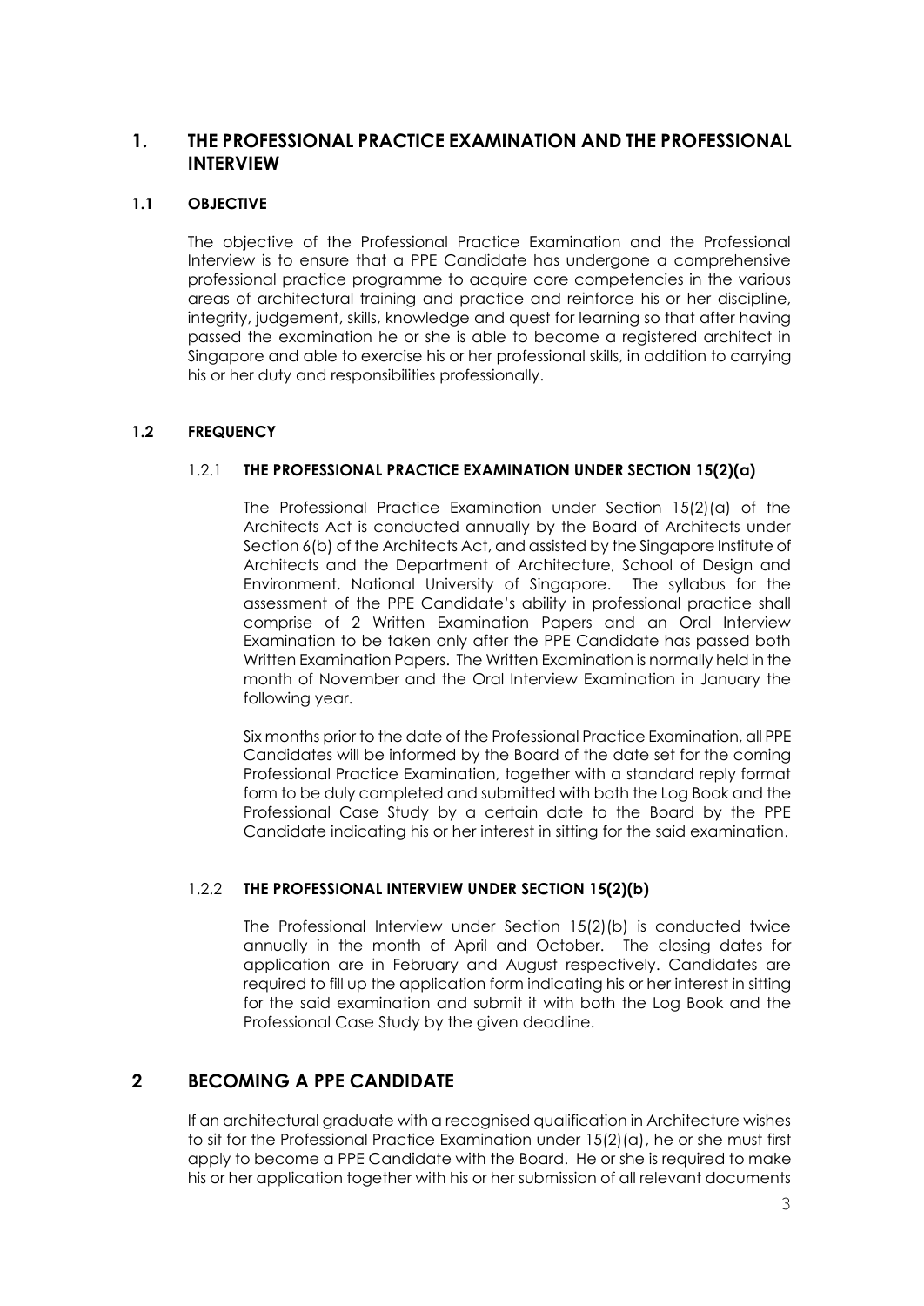# 1. THE PROFESSIONAL PRACTICE EXAMINATION AND THE PROFESSIONAL INTERVIEW

## 1.1 OBJECTIVE

The objective of the Professional Practice Examination and the Professional Interview is to ensure that a PPE Candidate has undergone a comprehensive professional practice programme to acquire core competencies in the various areas of architectural training and practice and reinforce his or her discipline, integrity, judgement, skills, knowledge and quest for learning so that after having passed the examination he or she is able to become a registered architect in Singapore and able to exercise his or her professional skills, in addition to carrying his or her duty and responsibilities professionally.

## 1.2 FREQUENCY

### 1.2.1 THE PROFESSIONAL PRACTICE EXAMINATION UNDER SECTION 15(2)(a)

The Professional Practice Examination under Section 15(2)(a) of the Architects Act is conducted annually by the Board of Architects under Section 6(b) of the Architects Act, and assisted by the Singapore Institute of Architects and the Department of Architecture, School of Design and Environment, National University of Singapore. The syllabus for the assessment of the PPE Candidate's ability in professional practice shall comprise of 2 Written Examination Papers and an Oral Interview Examination to be taken only after the PPE Candidate has passed both Written Examination Papers. The Written Examination is normally held in the month of November and the Oral Interview Examination in January the following year.

Six months prior to the date of the Professional Practice Examination, all PPE Candidates will be informed by the Board of the date set for the coming Professional Practice Examination, together with a standard reply format form to be duly completed and submitted with both the Log Book and the Professional Case Study by a certain date to the Board by the PPE Candidate indicating his or her interest in sitting for the said examination.

### 1.2.2 THE PROFESSIONAL INTERVIEW UNDER SECTION 15(2)(b)

The Professional Interview under Section 15(2)(b) is conducted twice annually in the month of April and October. The closing dates for application are in February and August respectively. Candidates are required to fill up the application form indicating his or her interest in sitting for the said examination and submit it with both the Log Book and the Professional Case Study by the given deadline.

# 2 BECOMING A PPE CANDIDATE

If an architectural graduate with a recognised qualification in Architecture wishes to sit for the Professional Practice Examination under 15(2)(a), he or she must first apply to become a PPE Candidate with the Board. He or she is required to make his or her application together with his or her submission of all relevant documents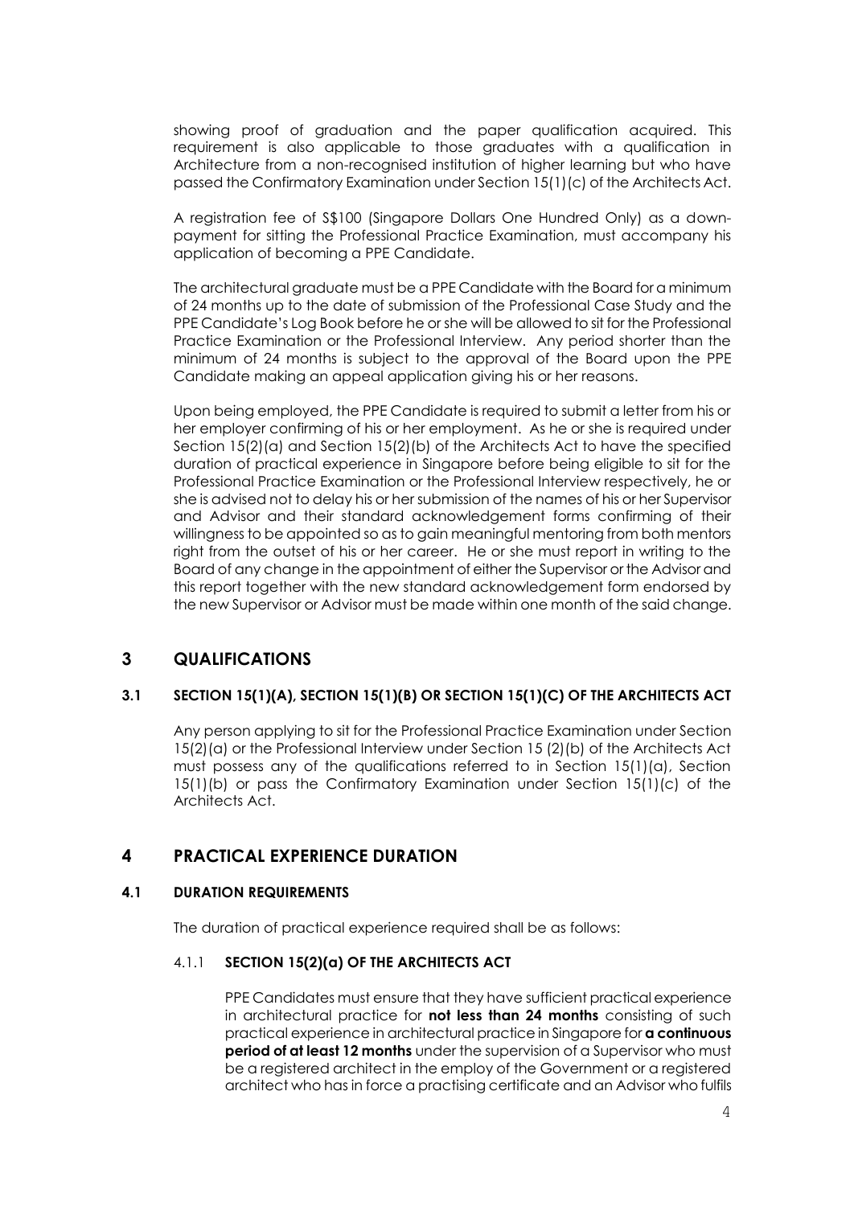showing proof of graduation and the paper qualification acquired. This requirement is also applicable to those graduates with a qualification in Architecture from a non-recognised institution of higher learning but who have passed the Confirmatory Examination under Section 15(1)(c) of the Architects Act.

A registration fee of S$100 (Singapore Dollars One Hundred Only) as a down-payment for sitting the Professional Practice Examination, must accompany his application of becoming a PPE Candidate.

The architectural graduate must be a PPE Candidate with the Board for a minimum of 24 months up to the date of submission of the Professional Case Study and the PPE Candidate's Log Book before he or she will be allowed to sit for the Professional Practice Examination or the Professional Interview. Any period shorter than the minimum of 24 months is subject to the approval of the Board upon the PPE Candidate making an appeal application giving his or her reasons.

Upon being employed, the PPE Candidate is required to submit a letter from his or her employer confirming of his or her employment. As he or she is required under Section 15(2)(a) and Section 15(2)(b) of the Architects Act to have the specified duration of practical experience in Singapore before being eligible to sit for the Professional Practice Examination or the Professional Interview respectively, he or she is advised not to delay his or her submission of the names of his or her Supervisor and Advisor and their standard acknowledgement forms confirming of their willingness to be appointed so as to gain meaningful mentoring from both mentors right from the outset of his or her career. He or she must report in writing to the Board of any change in the appointment of either the Supervisor or the Advisor and this report together with the new standard acknowledgement form endorsed by the new Supervisor or Advisor must be made within one month of the said change.

# 3 QUALIFICATIONS

### 3.1 SECTION 15(1)(A), SECTION 15(1)(B) OR SECTION 15(1)(C) OF THE ARCHITECTS ACT

Any person applying to sit for the Professional Practice Examination under Section 15(2)(a) or the Professional Interview under Section 15 (2)(b) of the Architects Act must possess any of the qualifications referred to in Section 15(1)(a), Section 15(1)(b) or pass the Confirmatory Examination under Section 15(1)(c) of the Architects Act.

# 4 PRACTICAL EXPERIENCE DURATION

### 4.1 DURATION REQUIREMENTS

The duration of practical experience required shall be as follows:

#### 4.1.1 SECTION 15(2)(a) OF THE ARCHITECTS ACT

PPE Candidates must ensure that they have sufficient practical experience in architectural practice for **not less than 24 months** consisting of such practical experience in architectural practice in Singapore for **a continuous period of at least 12 months** under the supervision of a Supervisor who must be a registered architect in the employ of the Government or a registered architect who has in force a practising certificate and an Advisor who fulfils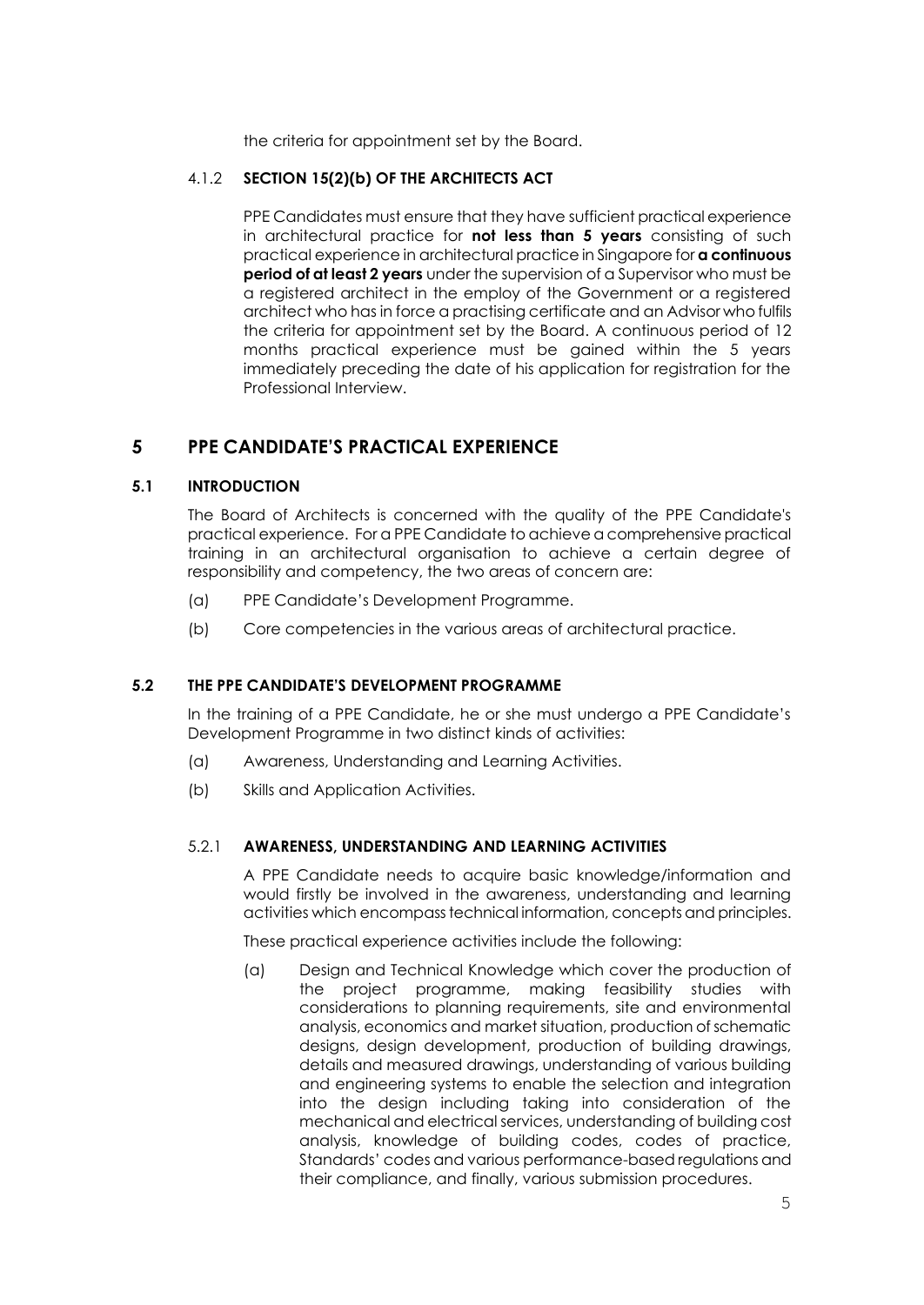the criteria for appointment set by the Board.

#### 4.1.2 SECTION 15(2)(b) OF THE ARCHITECTS ACT

PPE Candidates must ensure that they have sufficient practical experience in architectural practice for **not less than 5 years** consisting of such practical experience in architectural practice in Singapore for **a continuous period of at least 2 years** under the supervision of a Supervisor who must be a registered architect in the employ of the Government or a registered architect who has in force a practising certificate and an Advisor who fulfils the criteria for appointment set by the Board. A continuous period of 12 months practical experience must be gained within the 5 years immediately preceding the date of his application for registration for the Professional Interview.

## 5 PPE CANDIDATE'S PRACTICAL EXPERIENCE

### 5.1 INTRODUCTION

The Board of Architects is concerned with the quality of the PPE Candidate's practical experience. For a PPE Candidate to achieve a comprehensive practical training in an architectural organisation to achieve a certain degree of responsibility and competency, the two areas of concern are:

(a) PPE Candidate's Development Programme.

(b) Core competencies in the various areas of architectural practice.

### 5.2 THE PPE CANDIDATE'S DEVELOPMENT PROGRAMME

In the training of a PPE Candidate, he or she must undergo a PPE Candidate's Development Programme in two distinct kinds of activities:

(a) Awareness, Understanding and Learning Activities.

(b) Skills and Application Activities.

#### 5.2.1 AWARENESS, UNDERSTANDING AND LEARNING ACTIVITIES

A PPE Candidate needs to acquire basic knowledge/information and would firstly be involved in the awareness, understanding and learning activities which encompass technical information, concepts and principles.

These practical experience activities include the following:

(a) Design and Technical Knowledge which cover the production of the project programme, making feasibility studies with considerations to planning requirements, site and environmental analysis, economics and market situation, production of schematic designs, design development, production of building drawings, details and measured drawings, understanding of various building and engineering systems to enable the selection and integration into the design including taking into consideration of the mechanical and electrical services, understanding of building cost analysis, knowledge of building codes, codes of practice, Standards' codes and various performance-based regulations and their compliance, and finally, various submission procedures.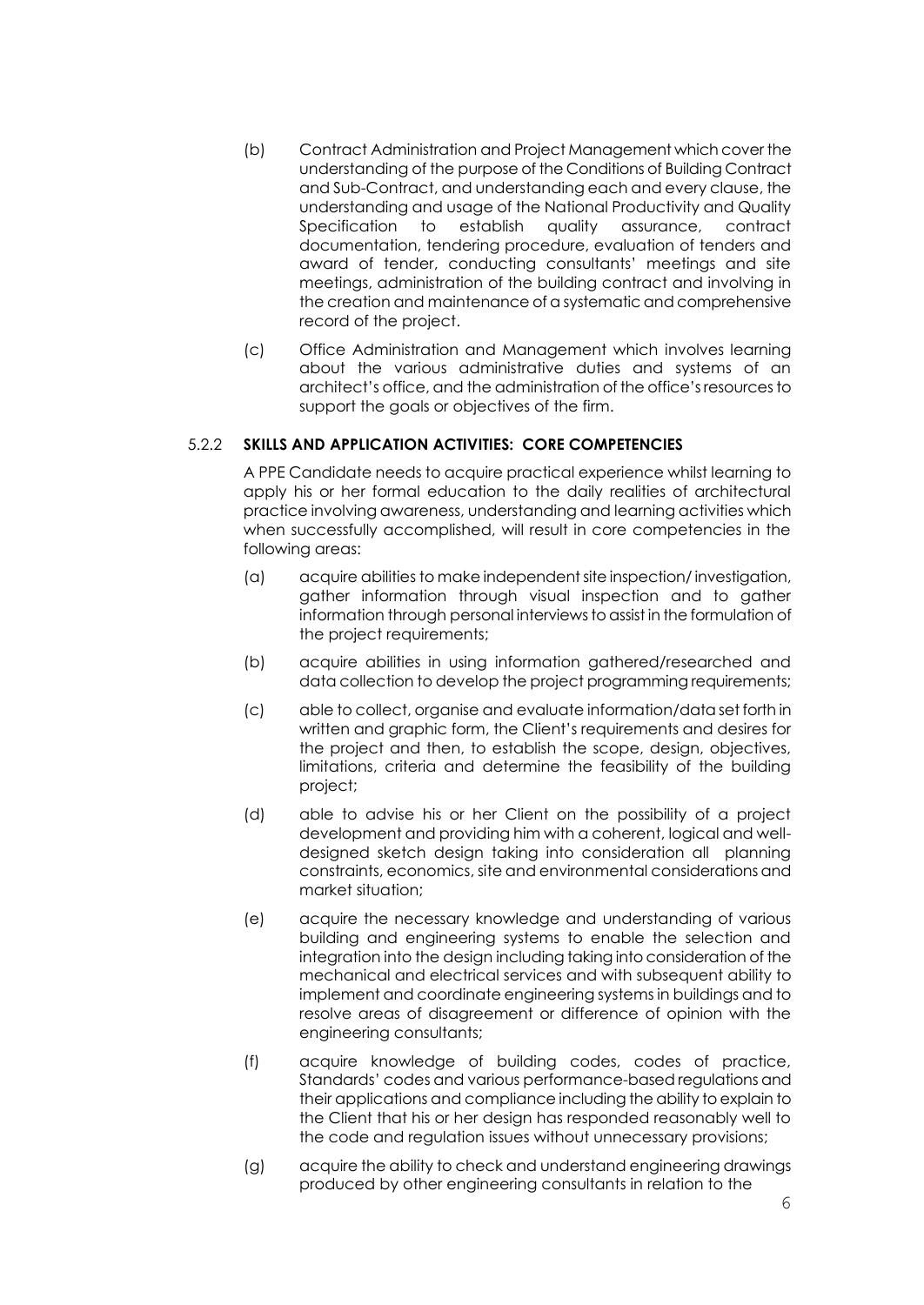(b) Contract Administration and Project Management which cover the understanding of the purpose of the Conditions of Building Contract and Sub-Contract, and understanding each and every clause, the understanding and usage of the National Productivity and Quality Specification to establish quality assurance, contract documentation, tendering procedure, evaluation of tenders and award of tender, conducting consultants' meetings and site meetings, administration of the building contract and involving in the creation and maintenance of a systematic and comprehensive record of the project.

(c) Office Administration and Management which involves learning about the various administrative duties and systems of an architect's office, and the administration of the office's resources to support the goals or objectives of the firm.

### 5.2.2 SKILLS AND APPLICATION ACTIVITIES: CORE COMPETENCIES

A PPE Candidate needs to acquire practical experience whilst learning to apply his or her formal education to the daily realities of architectural practice involving awareness, understanding and learning activities which when successfully accomplished, will result in core competencies in the following areas:

(a) acquire abilities to make independent site inspection/ investigation, gather information through visual inspection and to gather information through personal interviews to assist in the formulation of the project requirements;

(b) acquire abilities in using information gathered/researched and data collection to develop the project programming requirements;

(c) able to collect, organise and evaluate information/data set forth in written and graphic form, the Client's requirements and desires for the project and then, to establish the scope, design, objectives, limitations, criteria and determine the feasibility of the building project;

(d) able to advise his or her Client on the possibility of a project development and providing him with a coherent, logical and well-designed sketch design taking into consideration all planning constraints, economics, site and environmental considerations and market situation;

(e) acquire the necessary knowledge and understanding of various building and engineering systems to enable the selection and integration into the design including taking into consideration of the mechanical and electrical services and with subsequent ability to implement and coordinate engineering systems in buildings and to resolve areas of disagreement or difference of opinion with the engineering consultants;

(f) acquire knowledge of building codes, codes of practice, Standards' codes and various performance-based regulations and their applications and compliance including the ability to explain to the Client that his or her design has responded reasonably well to the code and regulation issues without unnecessary provisions;

(g) acquire the ability to check and understand engineering drawings produced by other engineering consultants in relation to the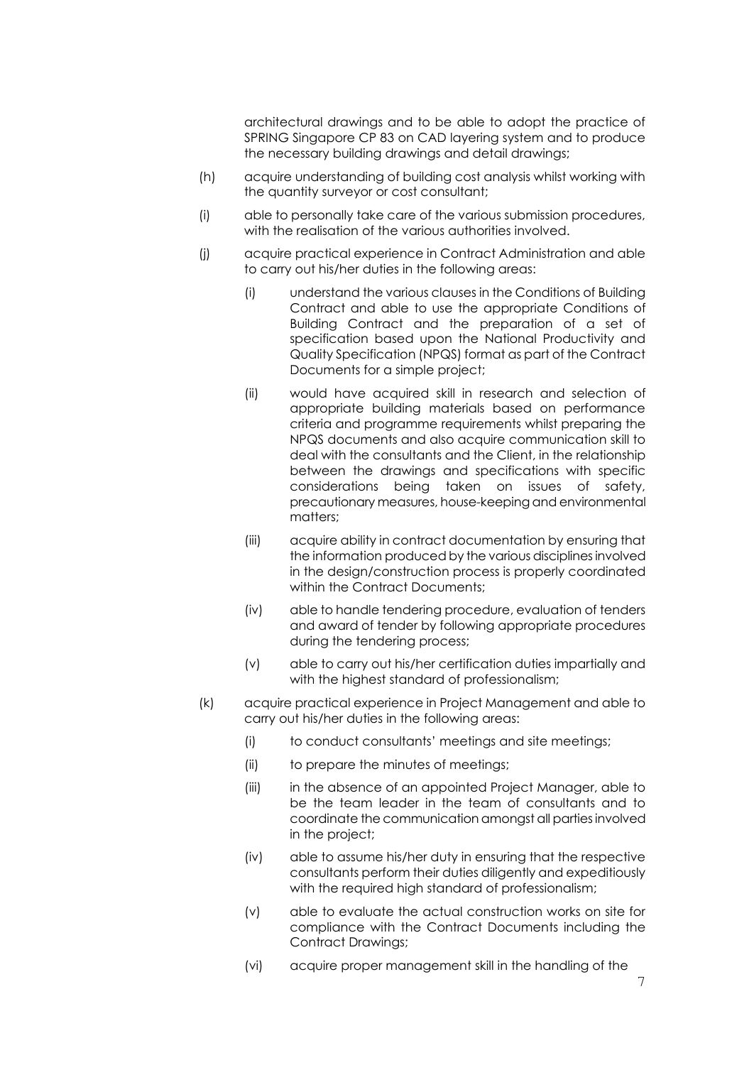architectural drawings and to be able to adopt the practice of SPRING Singapore CP 83 on CAD layering system and to produce the necessary building drawings and detail drawings;

(h) acquire understanding of building cost analysis whilst working with the quantity surveyor or cost consultant;

(i) able to personally take care of the various submission procedures, with the realisation of the various authorities involved.

(j) acquire practical experience in Contract Administration and able to carry out his/her duties in the following areas:

   (i) understand the various clauses in the Conditions of Building Contract and able to use the appropriate Conditions of Building Contract and the preparation of a set of specification based upon the National Productivity and Quality Specification (NPQS) format as part of the Contract Documents for a simple project;

   (ii) would have acquired skill in research and selection of appropriate building materials based on performance criteria and programme requirements whilst preparing the NPQS documents and also acquire communication skill to deal with the consultants and the Client, in the relationship between the drawings and specifications with specific considerations being taken on issues of safety, precautionary measures, house-keeping and environmental matters;

   (iii) acquire ability in contract documentation by ensuring that the information produced by the various disciplines involved in the design/construction process is properly coordinated within the Contract Documents;

   (iv) able to handle tendering procedure, evaluation of tenders and award of tender by following appropriate procedures during the tendering process;

   (v) able to carry out his/her certification duties impartially and with the highest standard of professionalism;

(k) acquire practical experience in Project Management and able to carry out his/her duties in the following areas:

   (i) to conduct consultants' meetings and site meetings;

   (ii) to prepare the minutes of meetings;

   (iii) in the absence of an appointed Project Manager, able to be the team leader in the team of consultants and to coordinate the communication amongst all parties involved in the project;

   (iv) able to assume his/her duty in ensuring that the respective consultants perform their duties diligently and expeditiously with the required high standard of professionalism;

   (v) able to evaluate the actual construction works on site for compliance with the Contract Documents including the Contract Drawings;

   (vi) acquire proper management skill in the handling of the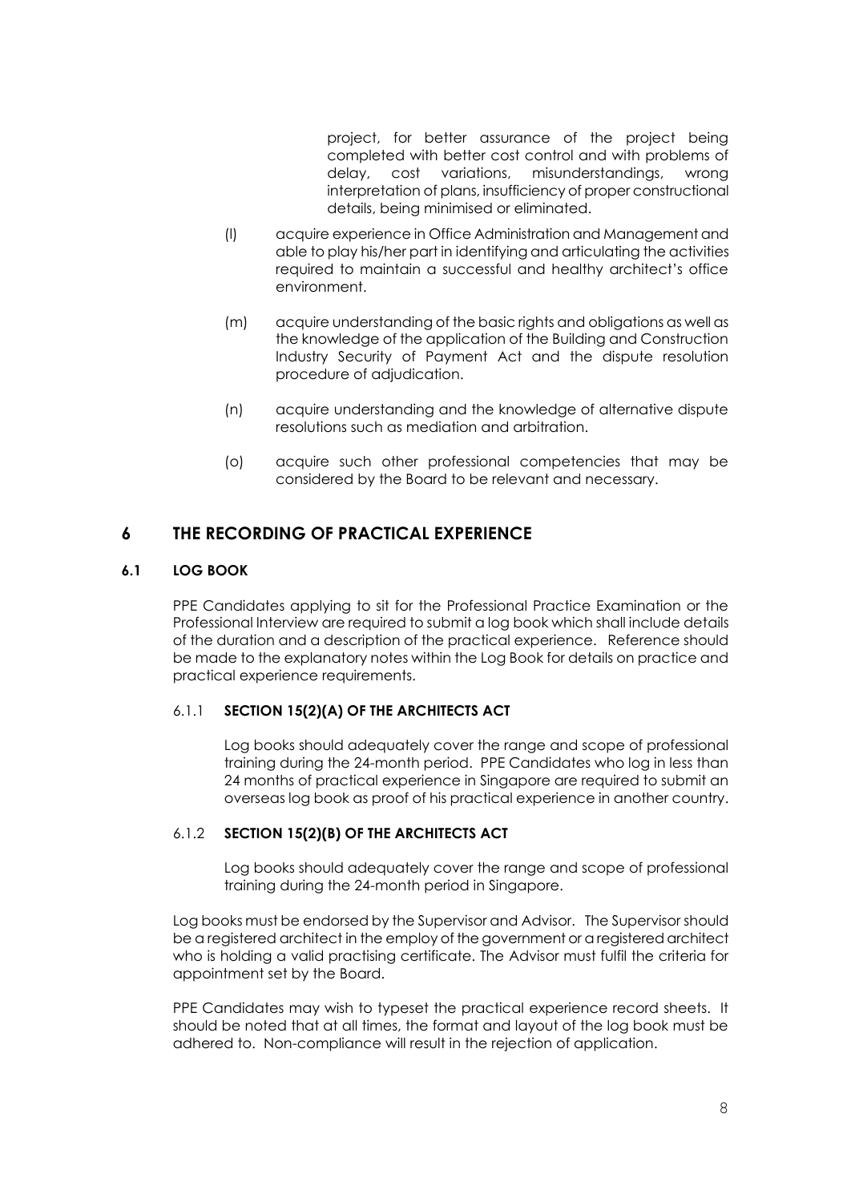project, for better assurance of the project being completed with better cost control and with problems of delay, cost variations, misunderstandings, wrong interpretation of plans, insufficiency of proper constructional details, being minimised or eliminated.

(l) acquire experience in Office Administration and Management and able to play his/her part in identifying and articulating the activities required to maintain a successful and healthy architect's office environment.

(m) acquire understanding of the basic rights and obligations as well as the knowledge of the application of the Building and Construction Industry Security of Payment Act and the dispute resolution procedure of adjudication.

(n) acquire understanding and the knowledge of alternative dispute resolutions such as mediation and arbitration.

(o) acquire such other professional competencies that may be considered by the Board to be relevant and necessary.

# 6 THE RECORDING OF PRACTICAL EXPERIENCE

## 6.1 LOG BOOK

PPE Candidates applying to sit for the Professional Practice Examination or the Professional Interview are required to submit a log book which shall include details of the duration and a description of the practical experience. Reference should be made to the explanatory notes within the Log Book for details on practice and practical experience requirements.

### 6.1.1 SECTION 15(2)(A) OF THE ARCHITECTS ACT

Log books should adequately cover the range and scope of professional training during the 24-month period. PPE Candidates who log in less than 24 months of practical experience in Singapore are required to submit an overseas log book as proof of his practical experience in another country.

### 6.1.2 SECTION 15(2)(B) OF THE ARCHITECTS ACT

Log books should adequately cover the range and scope of professional training during the 24-month period in Singapore.

Log books must be endorsed by the Supervisor and Advisor. The Supervisor should be a registered architect in the employ of the government or a registered architect who is holding a valid practising certificate. The Advisor must fulfil the criteria for appointment set by the Board.

PPE Candidates may wish to typeset the practical experience record sheets. It should be noted that at all times, the format and layout of the log book must be adhered to. Non-compliance will result in the rejection of application.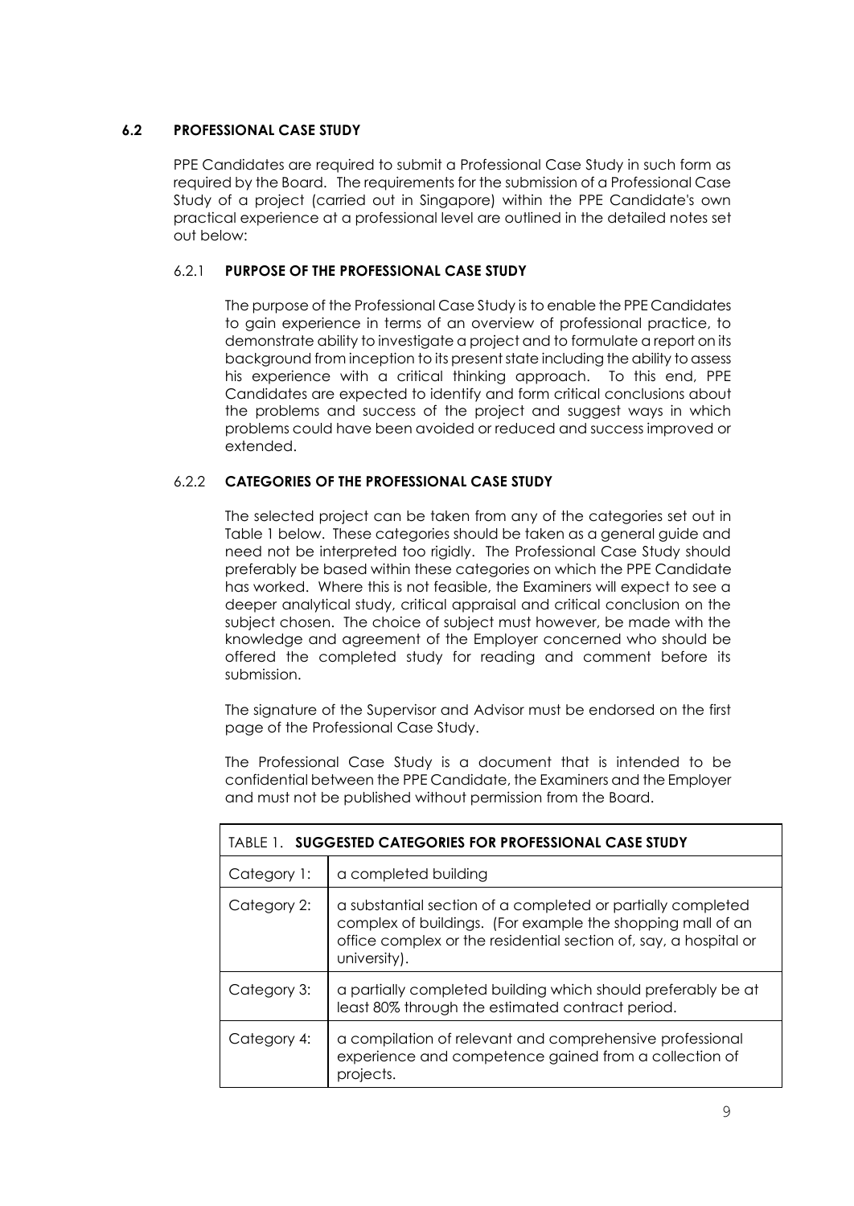### 6.2 PROFESSIONAL CASE STUDY

PPE Candidates are required to submit a Professional Case Study in such form as required by the Board. The requirements for the submission of a Professional Case Study of a project (carried out in Singapore) within the PPE Candidate's own practical experience at a professional level are outlined in the detailed notes set out below:

#### 6.2.1 PURPOSE OF THE PROFESSIONAL CASE STUDY

The purpose of the Professional Case Study is to enable the PPE Candidates to gain experience in terms of an overview of professional practice, to demonstrate ability to investigate a project and to formulate a report on its background from inception to its present state including the ability to assess his experience with a critical thinking approach. To this end, PPE Candidates are expected to identify and form critical conclusions about the problems and success of the project and suggest ways in which problems could have been avoided or reduced and success improved or extended.

#### 6.2.2 CATEGORIES OF THE PROFESSIONAL CASE STUDY

The selected project can be taken from any of the categories set out in Table 1 below. These categories should be taken as a general guide and need not be interpreted too rigidly. The Professional Case Study should preferably be based within these categories on which the PPE Candidate has worked. Where this is not feasible, the Examiners will expect to see a deeper analytical study, critical appraisal and critical conclusion on the subject chosen. The choice of subject must however, be made with the knowledge and agreement of the Employer concerned who should be offered the completed study for reading and comment before its submission.

The signature of the Supervisor and Advisor must be endorsed on the first page of the Professional Case Study.

The Professional Case Study is a document that is intended to be confidential between the PPE Candidate, the Examiners and the Employer and must not be published without permission from the Board.

| TABLE 1. **SUGGESTED CATEGORIES FOR PROFESSIONAL CASE STUDY** | |
|---|---|
| Category 1: | a completed building |
| Category 2: | a substantial section of a completed or partially completed complex of buildings. (For example the shopping mall of an office complex or the residential section of, say, a hospital or university). |
| Category 3: | a partially completed building which should preferably be at least 80% through the estimated contract period. |
| Category 4: | a compilation of relevant and comprehensive professional experience and competence gained from a collection of projects. |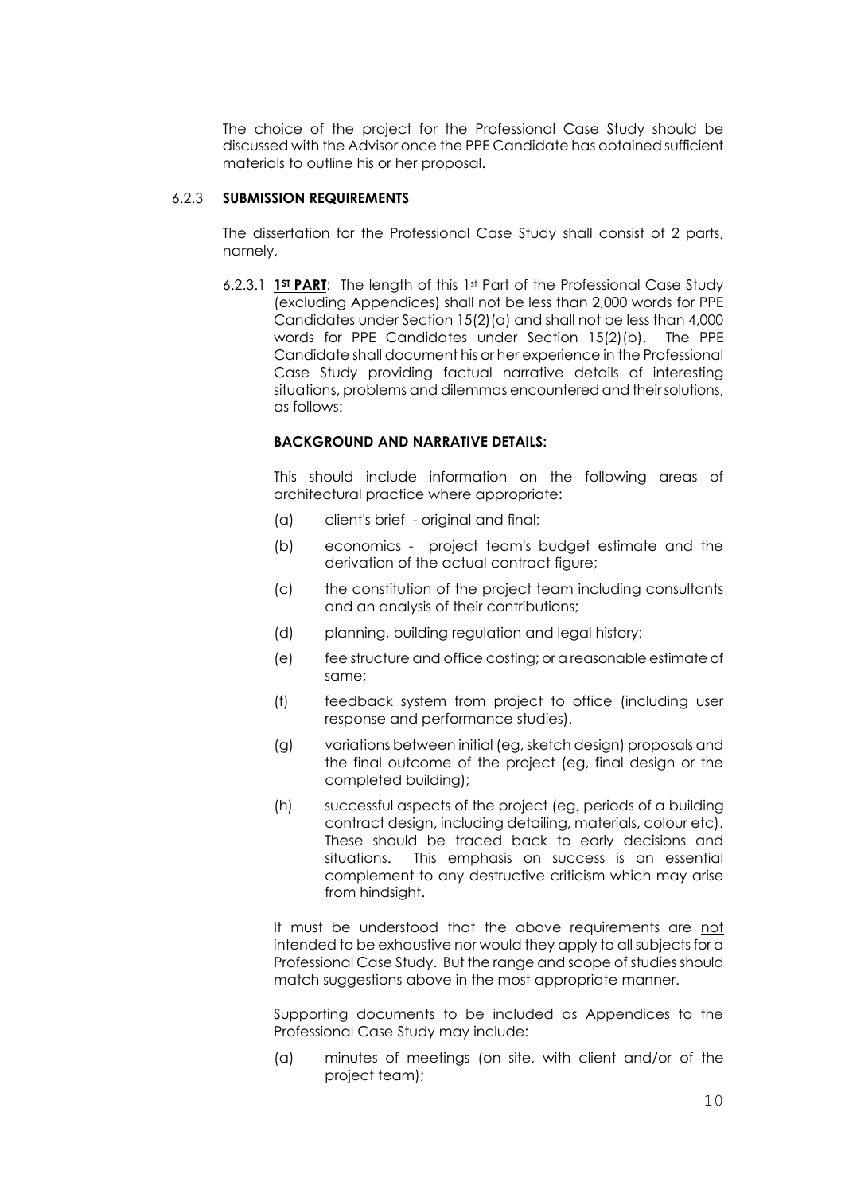The choice of the project for the Professional Case Study should be discussed with the Advisor once the PPE Candidate has obtained sufficient materials to outline his or her proposal.

6.2.3 **SUBMISSION REQUIREMENTS**

The dissertation for the Professional Case Study shall consist of 2 parts, namely,

6.2.3.1 **1ST PART**: The length of this 1st Part of the Professional Case Study (excluding Appendices) shall not be less than 2,000 words for PPE Candidates under Section 15(2)(a) and shall not be less than 4,000 words for PPE Candidates under Section 15(2)(b). The PPE Candidate shall document his or her experience in the Professional Case Study providing factual narrative details of interesting situations, problems and dilemmas encountered and their solutions, as follows:

**BACKGROUND AND NARRATIVE DETAILS:**

This should include information on the following areas of architectural practice where appropriate:

(a) client's brief - original and final;

(b) economics - project team's budget estimate and the derivation of the actual contract figure;

(c) the constitution of the project team including consultants and an analysis of their contributions;

(d) planning, building regulation and legal history;

(e) fee structure and office costing; or a reasonable estimate of same;

(f) feedback system from project to office (including user response and performance studies).

(g) variations between initial (eg, sketch design) proposals and the final outcome of the project (eg, final design or the completed building);

(h) successful aspects of the project (eg, periods of a building contract design, including detailing, materials, colour etc). These should be traced back to early decisions and situations. This emphasis on success is an essential complement to any destructive criticism which may arise from hindsight.

It must be understood that the above requirements are not intended to be exhaustive nor would they apply to all subjects for a Professional Case Study. But the range and scope of studies should match suggestions above in the most appropriate manner.

Supporting documents to be included as Appendices to the Professional Case Study may include:

(a) minutes of meetings (on site, with client and/or of the project team);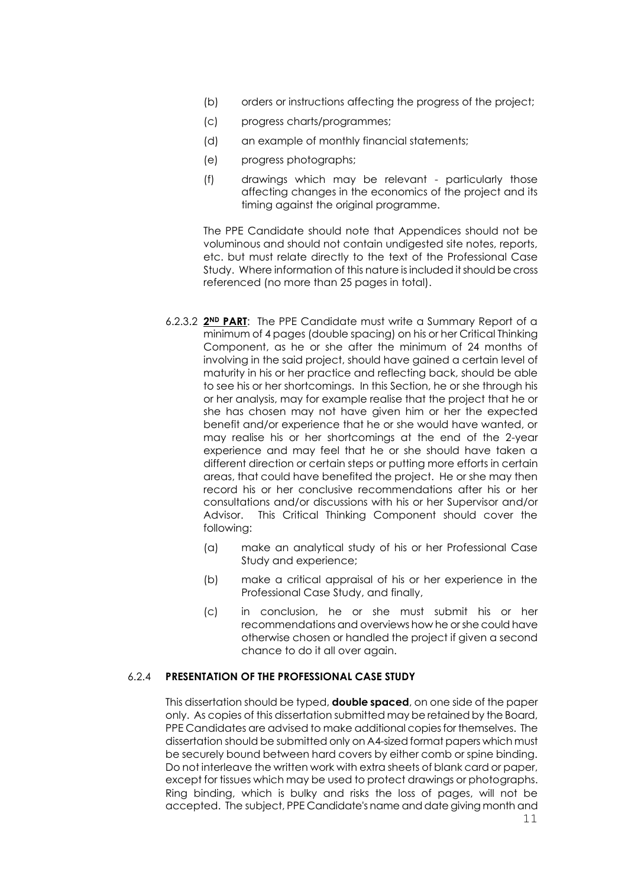(b) orders or instructions affecting the progress of the project;

(c) progress charts/programmes;

(d) an example of monthly financial statements;

(e) progress photographs;

(f) drawings which may be relevant - particularly those affecting changes in the economics of the project and its timing against the original programme.

The PPE Candidate should note that Appendices should not be voluminous and should not contain undigested site notes, reports, etc. but must relate directly to the text of the Professional Case Study. Where information of this nature is included it should be cross referenced (no more than 25 pages in total).

6.2.3.2 **2^ND PART**: The PPE Candidate must write a Summary Report of a minimum of 4 pages (double spacing) on his or her Critical Thinking Component, as he or she after the minimum of 24 months of involving in the said project, should have gained a certain level of maturity in his or her practice and reflecting back, should be able to see his or her shortcomings. In this Section, he or she through his or her analysis, may for example realise that the project that he or she has chosen may not have given him or her the expected benefit and/or experience that he or she would have wanted, or may realise his or her shortcomings at the end of the 2-year experience and may feel that he or she should have taken a different direction or certain steps or putting more efforts in certain areas, that could have benefited the project. He or she may then record his or her conclusive recommendations after his or her consultations and/or discussions with his or her Supervisor and/or Advisor. This Critical Thinking Component should cover the following:

(a) make an analytical study of his or her Professional Case Study and experience;

(b) make a critical appraisal of his or her experience in the Professional Case Study, and finally,

(c) in conclusion, he or she must submit his or her recommendations and overviews how he or she could have otherwise chosen or handled the project if given a second chance to do it all over again.

### 6.2.4 PRESENTATION OF THE PROFESSIONAL CASE STUDY

This dissertation should be typed, **double spaced**, on one side of the paper only. As copies of this dissertation submitted may be retained by the Board, PPE Candidates are advised to make additional copies for themselves. The dissertation should be submitted only on A4-sized format papers which must be securely bound between hard covers by either comb or spine binding. Do not interleave the written work with extra sheets of blank card or paper, except for tissues which may be used to protect drawings or photographs. Ring binding, which is bulky and risks the loss of pages, will not be accepted. The subject, PPE Candidate's name and date giving month and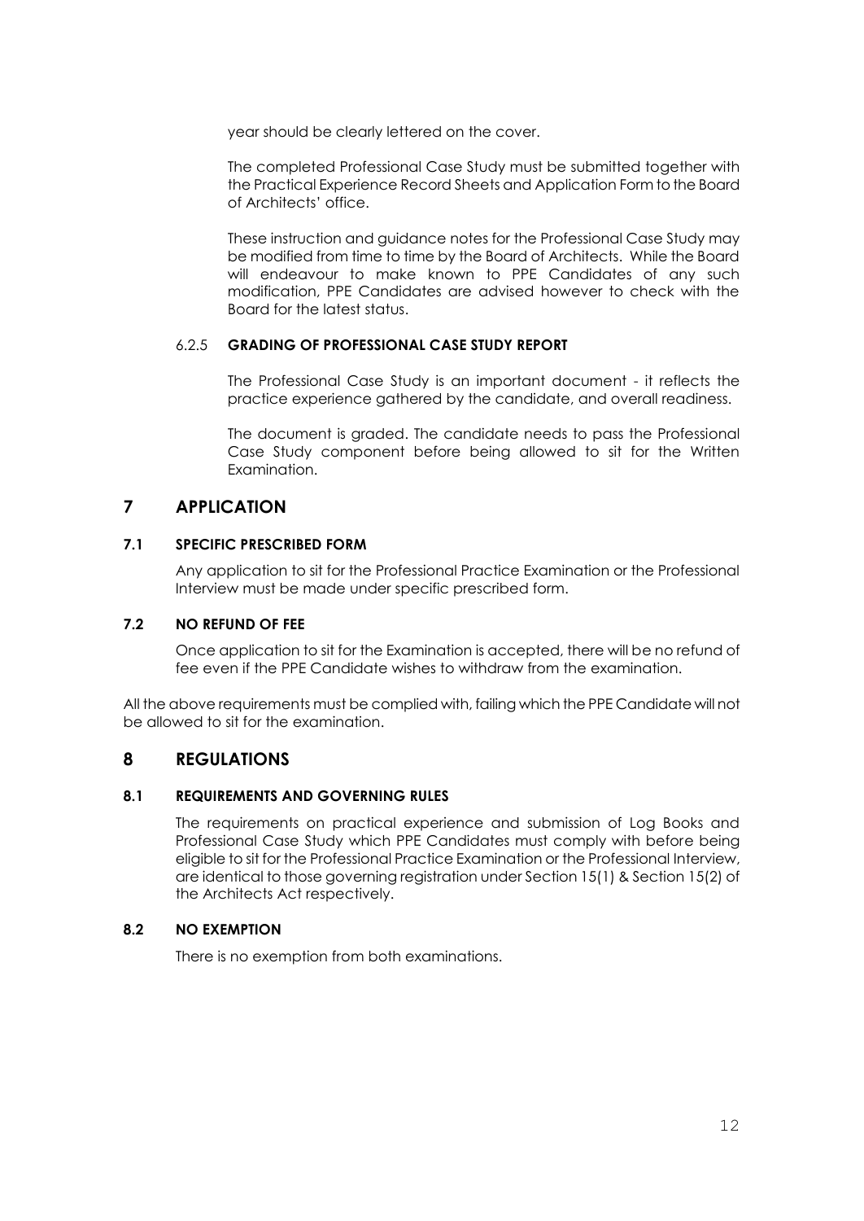year should be clearly lettered on the cover.

The completed Professional Case Study must be submitted together with the Practical Experience Record Sheets and Application Form to the Board of Architects' office.

These instruction and guidance notes for the Professional Case Study may be modified from time to time by the Board of Architects. While the Board will endeavour to make known to PPE Candidates of any such modification, PPE Candidates are advised however to check with the Board for the latest status.

#### 6.2.5 GRADING OF PROFESSIONAL CASE STUDY REPORT

The Professional Case Study is an important document - it reflects the practice experience gathered by the candidate, and overall readiness.

The document is graded. The candidate needs to pass the Professional Case Study component before being allowed to sit for the Written Examination.

## 7 APPLICATION

### 7.1 SPECIFIC PRESCRIBED FORM

Any application to sit for the Professional Practice Examination or the Professional Interview must be made under specific prescribed form.

### 7.2 NO REFUND OF FEE

Once application to sit for the Examination is accepted, there will be no refund of fee even if the PPE Candidate wishes to withdraw from the examination.

All the above requirements must be complied with, failing which the PPE Candidate will not be allowed to sit for the examination.

## 8 REGULATIONS

### 8.1 REQUIREMENTS AND GOVERNING RULES

The requirements on practical experience and submission of Log Books and Professional Case Study which PPE Candidates must comply with before being eligible to sit for the Professional Practice Examination or the Professional Interview, are identical to those governing registration under Section 15(1) & Section 15(2) of the Architects Act respectively.

### 8.2 NO EXEMPTION

There is no exemption from both examinations.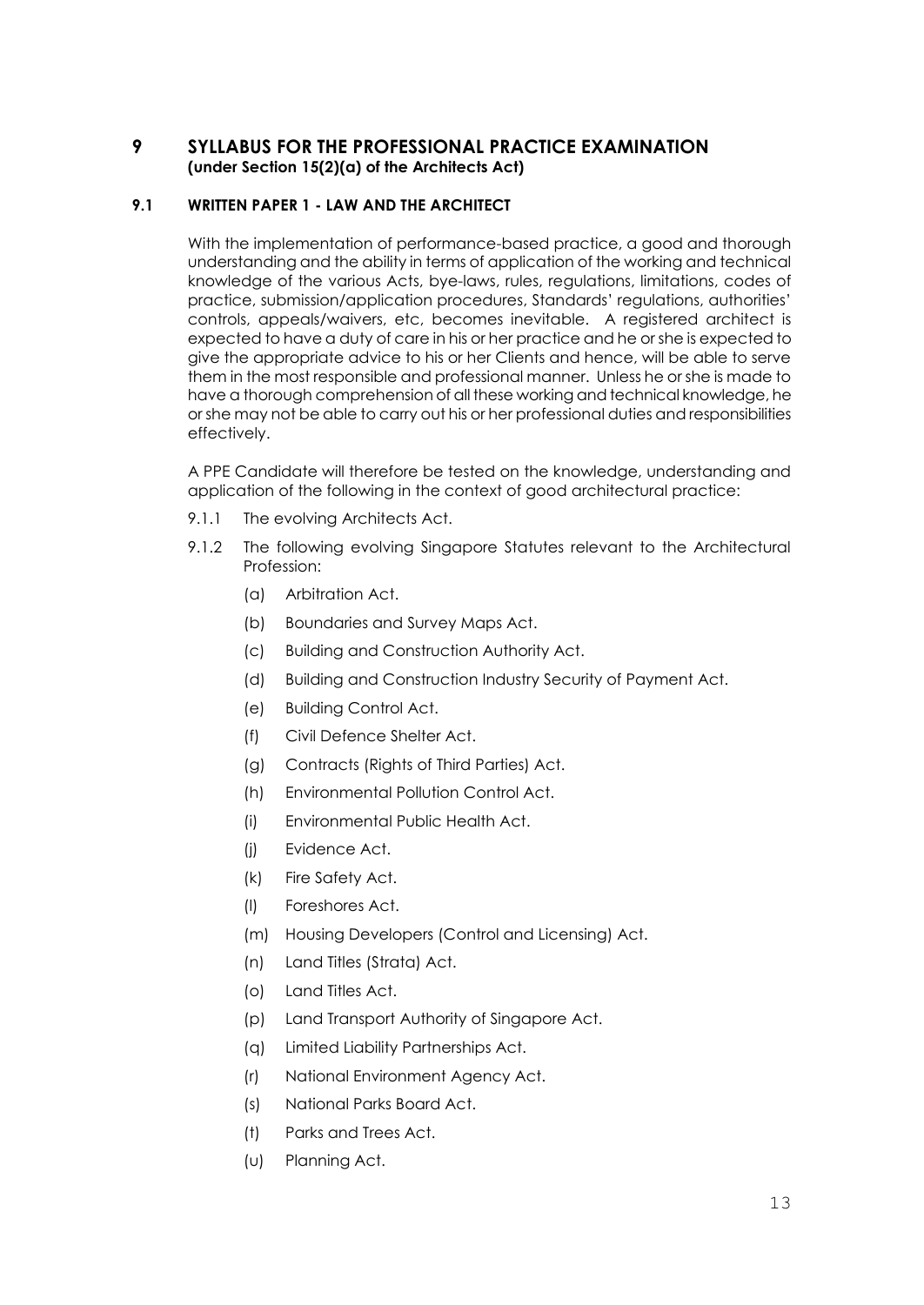# 9 SYLLABUS FOR THE PROFESSIONAL PRACTICE EXAMINATION
**(under Section 15(2)(a) of the Architects Act)**

## 9.1 WRITTEN PAPER 1 - LAW AND THE ARCHITECT

With the implementation of performance-based practice, a good and thorough understanding and the ability in terms of application of the working and technical knowledge of the various Acts, bye-laws, rules, regulations, limitations, codes of practice, submission/application procedures, Standards' regulations, authorities' controls, appeals/waivers, etc, becomes inevitable. A registered architect is expected to have a duty of care in his or her practice and he or she is expected to give the appropriate advice to his or her Clients and hence, will be able to serve them in the most responsible and professional manner. Unless he or she is made to have a thorough comprehension of all these working and technical knowledge, he or she may not be able to carry out his or her professional duties and responsibilities effectively.

A PPE Candidate will therefore be tested on the knowledge, understanding and application of the following in the context of good architectural practice:

9.1.1 The evolving Architects Act.

9.1.2 The following evolving Singapore Statutes relevant to the Architectural Profession:

- (a) Arbitration Act.
- (b) Boundaries and Survey Maps Act.
- (c) Building and Construction Authority Act.
- (d) Building and Construction Industry Security of Payment Act.
- (e) Building Control Act.
- (f) Civil Defence Shelter Act.
- (g) Contracts (Rights of Third Parties) Act.
- (h) Environmental Pollution Control Act.
- (i) Environmental Public Health Act.
- (j) Evidence Act.
- (k) Fire Safety Act.
- (l) Foreshores Act.
- (m) Housing Developers (Control and Licensing) Act.
- (n) Land Titles (Strata) Act.
- (o) Land Titles Act.
- (p) Land Transport Authority of Singapore Act.
- (q) Limited Liability Partnerships Act.
- (r) National Environment Agency Act.
- (s) National Parks Board Act.
- (t) Parks and Trees Act.
- (u) Planning Act.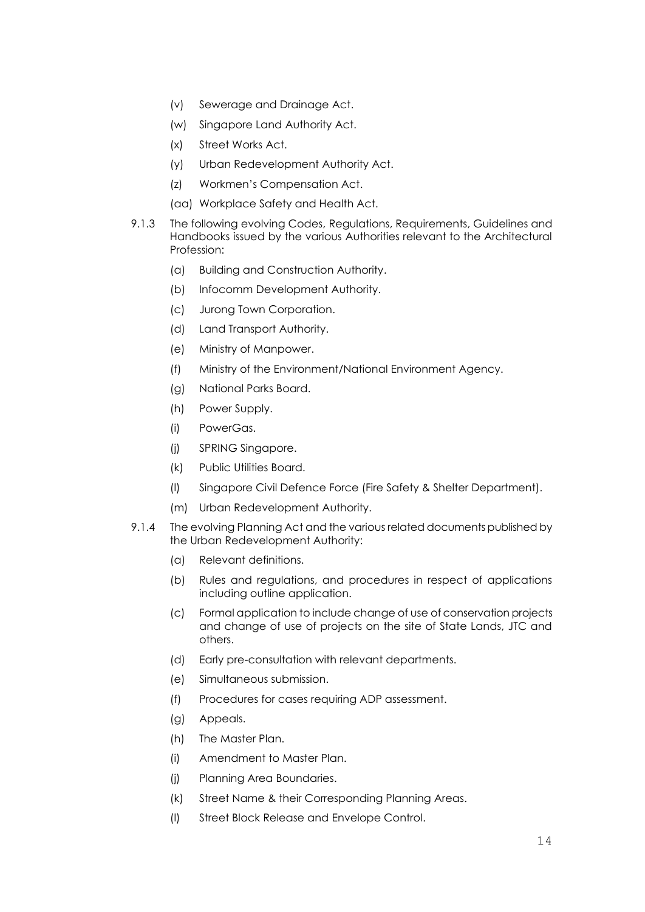(v) Sewerage and Drainage Act.

(w) Singapore Land Authority Act.

(x) Street Works Act.

(y) Urban Redevelopment Authority Act.

(z) Workmen's Compensation Act.

(aa) Workplace Safety and Health Act.

9.1.3 The following evolving Codes, Regulations, Requirements, Guidelines and Handbooks issued by the various Authorities relevant to the Architectural Profession:

(a) Building and Construction Authority.

(b) Infocomm Development Authority.

(c) Jurong Town Corporation.

(d) Land Transport Authority.

(e) Ministry of Manpower.

(f) Ministry of the Environment/National Environment Agency.

(g) National Parks Board.

(h) Power Supply.

(i) PowerGas.

(j) SPRING Singapore.

(k) Public Utilities Board.

(l) Singapore Civil Defence Force (Fire Safety & Shelter Department).

(m) Urban Redevelopment Authority.

9.1.4 The evolving Planning Act and the various related documents published by the Urban Redevelopment Authority:

(a) Relevant definitions.

(b) Rules and regulations, and procedures in respect of applications including outline application.

(c) Formal application to include change of use of conservation projects and change of use of projects on the site of State Lands, JTC and others.

(d) Early pre-consultation with relevant departments.

(e) Simultaneous submission.

(f) Procedures for cases requiring ADP assessment.

(g) Appeals.

(h) The Master Plan.

(i) Amendment to Master Plan.

(j) Planning Area Boundaries.

(k) Street Name & their Corresponding Planning Areas.

(l) Street Block Release and Envelope Control.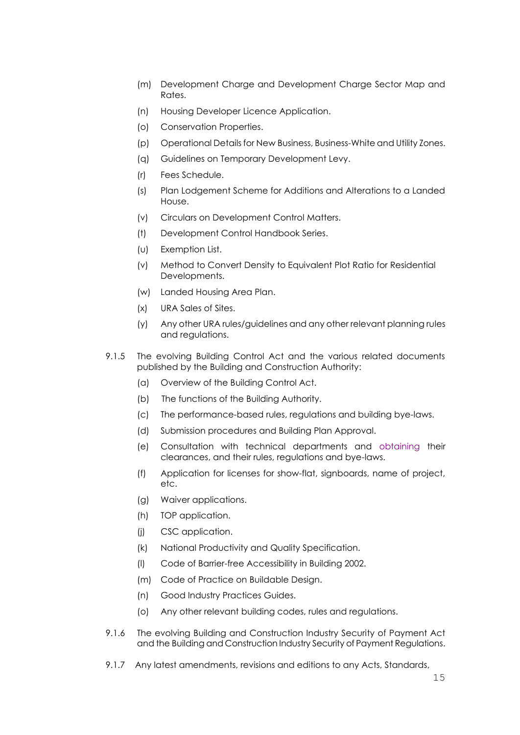(m) Development Charge and Development Charge Sector Map and Rates.

(n) Housing Developer Licence Application.

(o) Conservation Properties.

(p) Operational Details for New Business, Business-White and Utility Zones.

(q) Guidelines on Temporary Development Levy.

(r) Fees Schedule.

(s) Plan Lodgement Scheme for Additions and Alterations to a Landed House.

(v) Circulars on Development Control Matters.

(t) Development Control Handbook Series.

(u) Exemption List.

(v) Method to Convert Density to Equivalent Plot Ratio for Residential Developments.

(w) Landed Housing Area Plan.

(x) URA Sales of Sites.

(y) Any other URA rules/guidelines and any other relevant planning rules and regulations.

9.1.5 The evolving Building Control Act and the various related documents published by the Building and Construction Authority:

(a) Overview of the Building Control Act.

(b) The functions of the Building Authority.

(c) The performance-based rules, regulations and building bye-laws.

(d) Submission procedures and Building Plan Approval.

(e) Consultation with technical departments and obtaining their clearances, and their rules, regulations and bye-laws.

(f) Application for licenses for show-flat, signboards, name of project, etc.

(g) Waiver applications.

(h) TOP application.

(j) CSC application.

(k) National Productivity and Quality Specification.

(l) Code of Barrier-free Accessibility in Building 2002.

(m) Code of Practice on Buildable Design.

(n) Good Industry Practices Guides.

(o) Any other relevant building codes, rules and regulations.

9.1.6 The evolving Building and Construction Industry Security of Payment Act and the Building and Construction Industry Security of Payment Regulations.

9.1.7 Any latest amendments, revisions and editions to any Acts, Standards,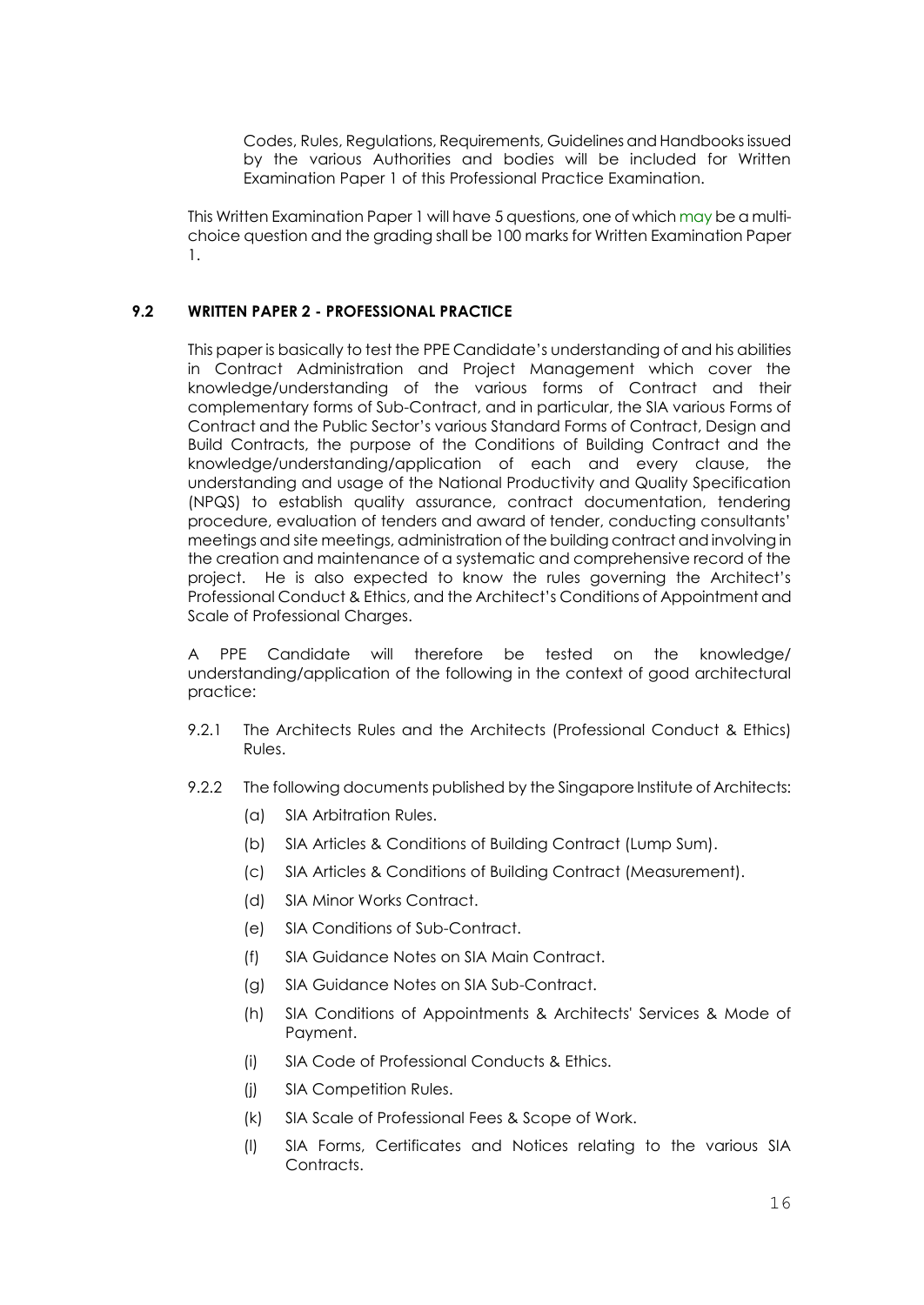Codes, Rules, Regulations, Requirements, Guidelines and Handbooks issued by the various Authorities and bodies will be included for Written Examination Paper 1 of this Professional Practice Examination.

This Written Examination Paper 1 will have 5 questions, one of which may be a multi-choice question and the grading shall be 100 marks for Written Examination Paper 1.

### 9.2 WRITTEN PAPER 2 - PROFESSIONAL PRACTICE

This paper is basically to test the PPE Candidate's understanding of and his abilities in Contract Administration and Project Management which cover the knowledge/understanding of the various forms of Contract and their complementary forms of Sub-Contract, and in particular, the SIA various Forms of Contract and the Public Sector's various Standard Forms of Contract, Design and Build Contracts, the purpose of the Conditions of Building Contract and the knowledge/understanding/application of each and every clause, the understanding and usage of the National Productivity and Quality Specification (NPQS) to establish quality assurance, contract documentation, tendering procedure, evaluation of tenders and award of tender, conducting consultants' meetings and site meetings, administration of the building contract and involving in the creation and maintenance of a systematic and comprehensive record of the project. He is also expected to know the rules governing the Architect's Professional Conduct & Ethics, and the Architect's Conditions of Appointment and Scale of Professional Charges.

A PPE Candidate will therefore be tested on the knowledge/ understanding/application of the following in the context of good architectural practice:

9.2.1 The Architects Rules and the Architects (Professional Conduct & Ethics) Rules.

9.2.2 The following documents published by the Singapore Institute of Architects:

- (a) SIA Arbitration Rules.
- (b) SIA Articles & Conditions of Building Contract (Lump Sum).
- (c) SIA Articles & Conditions of Building Contract (Measurement).
- (d) SIA Minor Works Contract.
- (e) SIA Conditions of Sub-Contract.
- (f) SIA Guidance Notes on SIA Main Contract.
- (g) SIA Guidance Notes on SIA Sub-Contract.
- (h) SIA Conditions of Appointments & Architects' Services & Mode of Payment.
- (i) SIA Code of Professional Conducts & Ethics.
- (j) SIA Competition Rules.
- (k) SIA Scale of Professional Fees & Scope of Work.
- (l) SIA Forms, Certificates and Notices relating to the various SIA Contracts.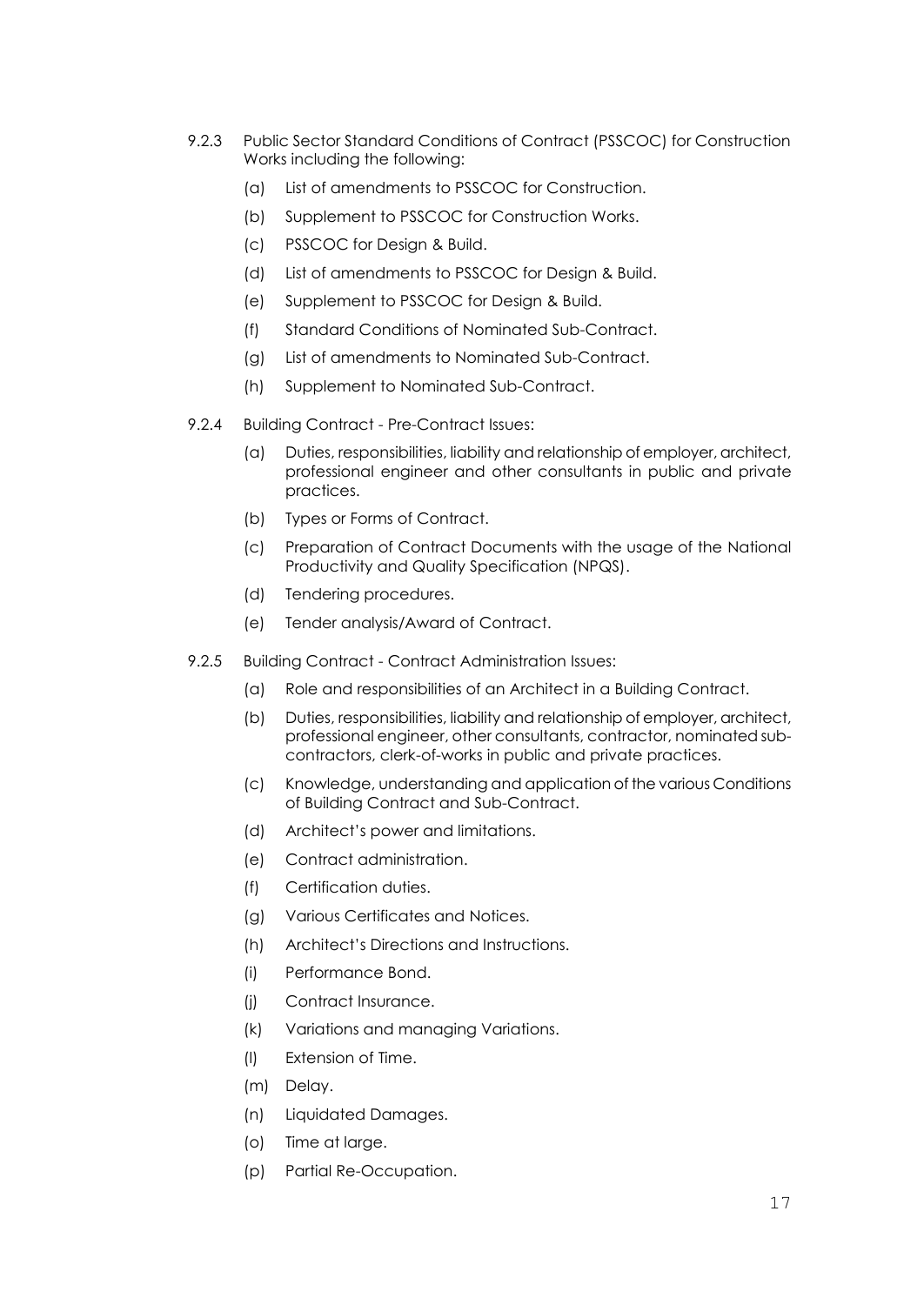9.2.3 Public Sector Standard Conditions of Contract (PSSCOC) for Construction Works including the following:

- (a) List of amendments to PSSCOC for Construction.
- (b) Supplement to PSSCOC for Construction Works.
- (c) PSSCOC for Design & Build.
- (d) List of amendments to PSSCOC for Design & Build.
- (e) Supplement to PSSCOC for Design & Build.
- (f) Standard Conditions of Nominated Sub-Contract.
- (g) List of amendments to Nominated Sub-Contract.
- (h) Supplement to Nominated Sub-Contract.

9.2.4 Building Contract - Pre-Contract Issues:

- (a) Duties, responsibilities, liability and relationship of employer, architect, professional engineer and other consultants in public and private practices.
- (b) Types or Forms of Contract.
- (c) Preparation of Contract Documents with the usage of the National Productivity and Quality Specification (NPQS).
- (d) Tendering procedures.
- (e) Tender analysis/Award of Contract.

9.2.5 Building Contract - Contract Administration Issues:

- (a) Role and responsibilities of an Architect in a Building Contract.
- (b) Duties, responsibilities, liability and relationship of employer, architect, professional engineer, other consultants, contractor, nominated sub-contractors, clerk-of-works in public and private practices.
- (c) Knowledge, understanding and application of the various Conditions of Building Contract and Sub-Contract.
- (d) Architect's power and limitations.
- (e) Contract administration.
- (f) Certification duties.
- (g) Various Certificates and Notices.
- (h) Architect's Directions and Instructions.
- (i) Performance Bond.
- (j) Contract Insurance.
- (k) Variations and managing Variations.
- (l) Extension of Time.
- (m) Delay.
- (n) Liquidated Damages.
- (o) Time at large.
- (p) Partial Re-Occupation.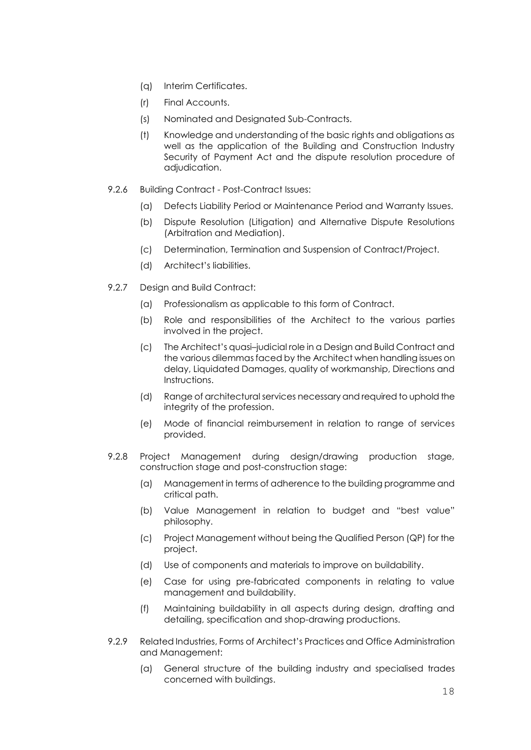(q) Interim Certificates.

(r) Final Accounts.

(s) Nominated and Designated Sub-Contracts.

(t) Knowledge and understanding of the basic rights and obligations as well as the application of the Building and Construction Industry Security of Payment Act and the dispute resolution procedure of adjudication.

9.2.6 Building Contract - Post-Contract Issues:

(a) Defects Liability Period or Maintenance Period and Warranty Issues.

(b) Dispute Resolution (Litigation) and Alternative Dispute Resolutions (Arbitration and Mediation).

(c) Determination, Termination and Suspension of Contract/Project.

(d) Architect's liabilities.

9.2.7 Design and Build Contract:

(a) Professionalism as applicable to this form of Contract.

(b) Role and responsibilities of the Architect to the various parties involved in the project.

(c) The Architect's quasi–judicial role in a Design and Build Contract and the various dilemmas faced by the Architect when handling issues on delay, Liquidated Damages, quality of workmanship, Directions and Instructions.

(d) Range of architectural services necessary and required to uphold the integrity of the profession.

(e) Mode of financial reimbursement in relation to range of services provided.

9.2.8 Project Management during design/drawing production stage, construction stage and post-construction stage:

(a) Management in terms of adherence to the building programme and critical path.

(b) Value Management in relation to budget and "best value" philosophy.

(c) Project Management without being the Qualified Person (QP) for the project.

(d) Use of components and materials to improve on buildability.

(e) Case for using pre-fabricated components in relating to value management and buildability.

(f) Maintaining buildability in all aspects during design, drafting and detailing, specification and shop-drawing productions.

9.2.9 Related Industries, Forms of Architect's Practices and Office Administration and Management:

(a) General structure of the building industry and specialised trades concerned with buildings.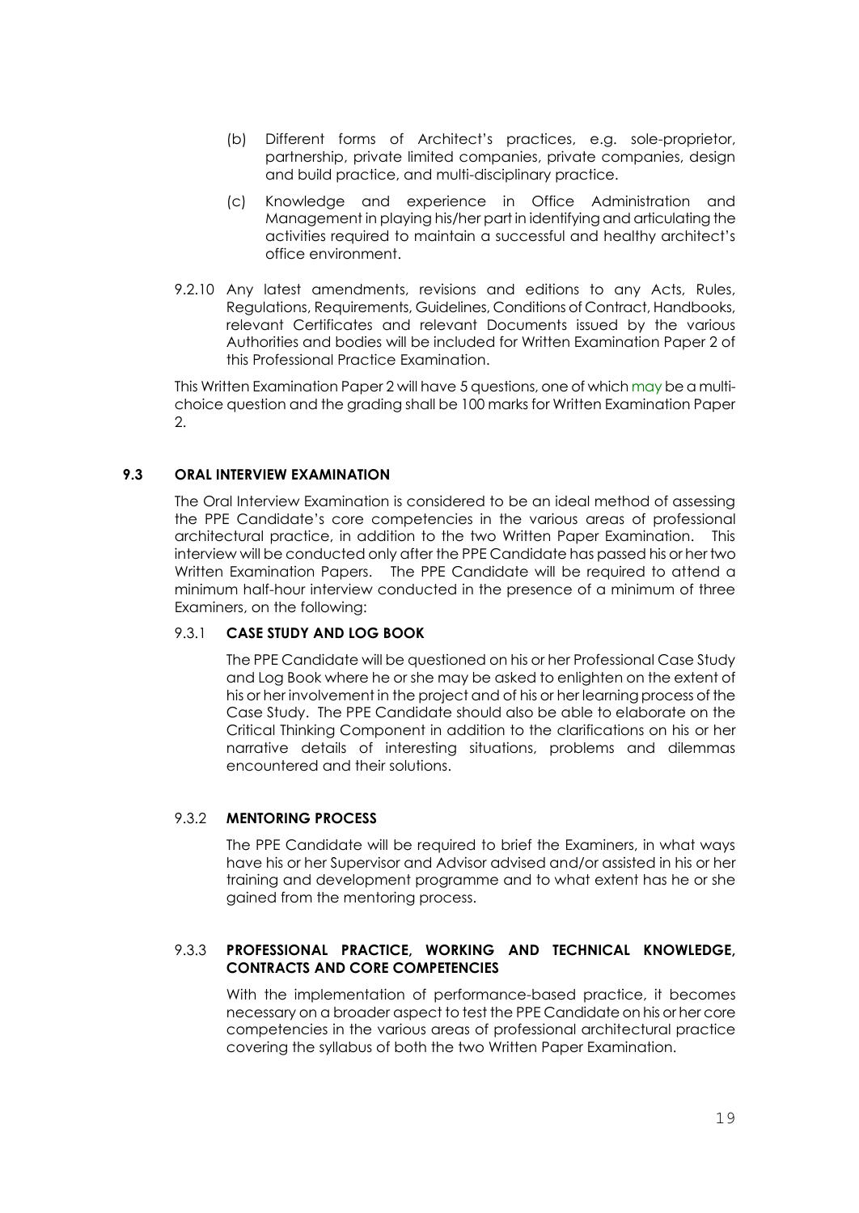(b) Different forms of Architect's practices, e.g. sole-proprietor, partnership, private limited companies, private companies, design and build practice, and multi-disciplinary practice.

(c) Knowledge and experience in Office Administration and Management in playing his/her part in identifying and articulating the activities required to maintain a successful and healthy architect's office environment.

9.2.10 Any latest amendments, revisions and editions to any Acts, Rules, Regulations, Requirements, Guidelines, Conditions of Contract, Handbooks, relevant Certificates and relevant Documents issued by the various Authorities and bodies will be included for Written Examination Paper 2 of this Professional Practice Examination.

This Written Examination Paper 2 will have 5 questions, one of which may be a multi-choice question and the grading shall be 100 marks for Written Examination Paper 2.

### 9.3 ORAL INTERVIEW EXAMINATION

The Oral Interview Examination is considered to be an ideal method of assessing the PPE Candidate's core competencies in the various areas of professional architectural practice, in addition to the two Written Paper Examination. This interview will be conducted only after the PPE Candidate has passed his or her two Written Examination Papers. The PPE Candidate will be required to attend a minimum half-hour interview conducted in the presence of a minimum of three Examiners, on the following:

#### 9.3.1 CASE STUDY AND LOG BOOK

The PPE Candidate will be questioned on his or her Professional Case Study and Log Book where he or she may be asked to enlighten on the extent of his or her involvement in the project and of his or her learning process of the Case Study. The PPE Candidate should also be able to elaborate on the Critical Thinking Component in addition to the clarifications on his or her narrative details of interesting situations, problems and dilemmas encountered and their solutions.

#### 9.3.2 MENTORING PROCESS

The PPE Candidate will be required to brief the Examiners, in what ways have his or her Supervisor and Advisor advised and/or assisted in his or her training and development programme and to what extent has he or she gained from the mentoring process.

#### 9.3.3 PROFESSIONAL PRACTICE, WORKING AND TECHNICAL KNOWLEDGE, CONTRACTS AND CORE COMPETENCIES

With the implementation of performance-based practice, it becomes necessary on a broader aspect to test the PPE Candidate on his or her core competencies in the various areas of professional architectural practice covering the syllabus of both the two Written Paper Examination.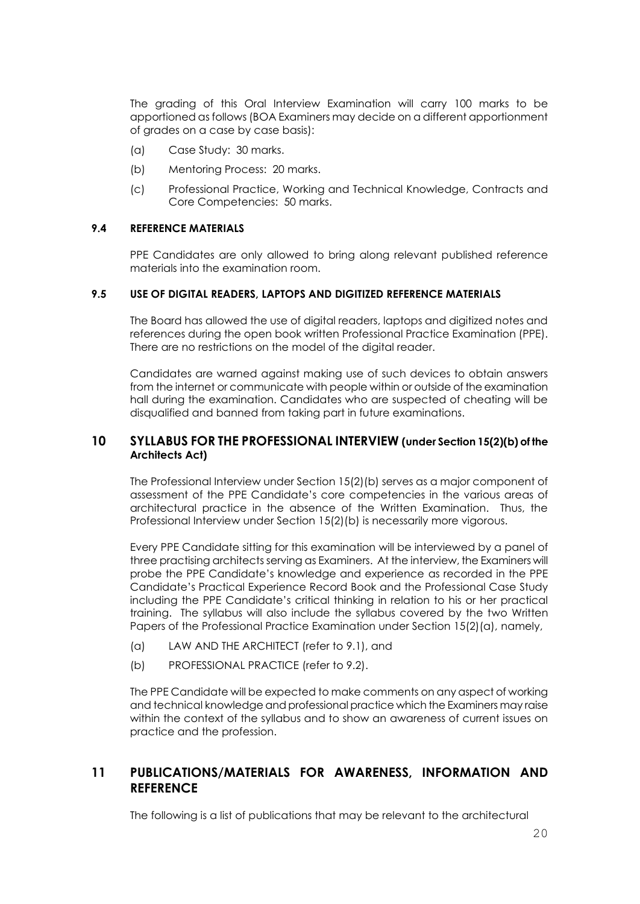The grading of this Oral Interview Examination will carry 100 marks to be apportioned as follows (BOA Examiners may decide on a different apportionment of grades on a case by case basis):

(a) Case Study: 30 marks.

(b) Mentoring Process: 20 marks.

(c) Professional Practice, Working and Technical Knowledge, Contracts and Core Competencies: 50 marks.

### 9.4 REFERENCE MATERIALS

PPE Candidates are only allowed to bring along relevant published reference materials into the examination room.

### 9.5 USE OF DIGITAL READERS, LAPTOPS AND DIGITIZED REFERENCE MATERIALS

The Board has allowed the use of digital readers, laptops and digitized notes and references during the open book written Professional Practice Examination (PPE). There are no restrictions on the model of the digital reader.

Candidates are warned against making use of such devices to obtain answers from the internet or communicate with people within or outside of the examination hall during the examination. Candidates who are suspected of cheating will be disqualified and banned from taking part in future examinations.

## 10 SYLLABUS FOR THE PROFESSIONAL INTERVIEW (under Section 15(2)(b) of the Architects Act)

The Professional Interview under Section 15(2)(b) serves as a major component of assessment of the PPE Candidate's core competencies in the various areas of architectural practice in the absence of the Written Examination. Thus, the Professional Interview under Section 15(2)(b) is necessarily more vigorous.

Every PPE Candidate sitting for this examination will be interviewed by a panel of three practising architects serving as Examiners. At the interview, the Examiners will probe the PPE Candidate's knowledge and experience as recorded in the PPE Candidate's Practical Experience Record Book and the Professional Case Study including the PPE Candidate's critical thinking in relation to his or her practical training. The syllabus will also include the syllabus covered by the two Written Papers of the Professional Practice Examination under Section 15(2)(a), namely,

(a) LAW AND THE ARCHITECT (refer to 9.1), and

(b) PROFESSIONAL PRACTICE (refer to 9.2).

The PPE Candidate will be expected to make comments on any aspect of working and technical knowledge and professional practice which the Examiners may raise within the context of the syllabus and to show an awareness of current issues on practice and the profession.

## 11 PUBLICATIONS/MATERIALS FOR AWARENESS, INFORMATION AND REFERENCE

The following is a list of publications that may be relevant to the architectural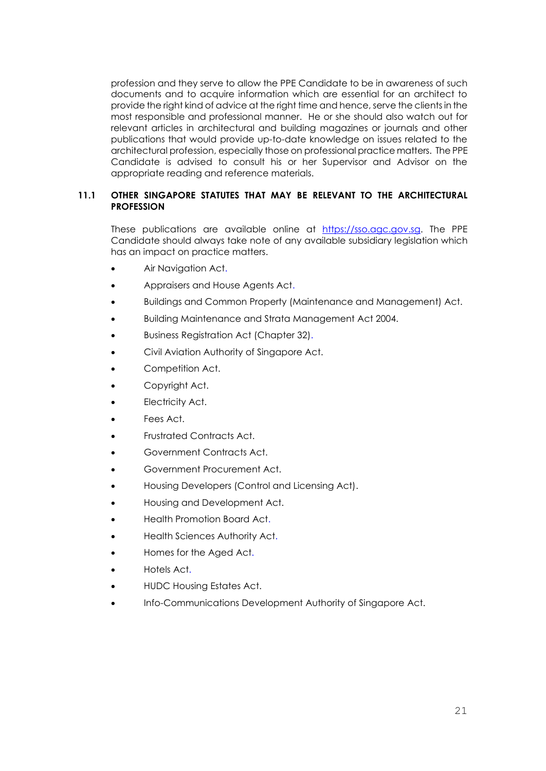profession and they serve to allow the PPE Candidate to be in awareness of such documents and to acquire information which are essential for an architect to provide the right kind of advice at the right time and hence, serve the clients in the most responsible and professional manner. He or she should also watch out for relevant articles in architectural and building magazines or journals and other publications that would provide up-to-date knowledge on issues related to the architectural profession, especially those on professional practice matters. The PPE Candidate is advised to consult his or her Supervisor and Advisor on the appropriate reading and reference materials.

### 11.1 OTHER SINGAPORE STATUTES THAT MAY BE RELEVANT TO THE ARCHITECTURAL PROFESSION

These publications are available online at [https://sso.agc.gov.sg](https://sso.agc.gov.sg). The PPE Candidate should always take note of any available subsidiary legislation which has an impact on practice matters.

- Air Navigation Act.
- Appraisers and House Agents Act.
- Buildings and Common Property (Maintenance and Management) Act.
- Building Maintenance and Strata Management Act 2004.
- Business Registration Act (Chapter 32).
- Civil Aviation Authority of Singapore Act.
- Competition Act.
- Copyright Act.
- Electricity Act.
- Fees Act.
- Frustrated Contracts Act.
- Government Contracts Act.
- Government Procurement Act.
- Housing Developers (Control and Licensing Act).
- Housing and Development Act.
- Health Promotion Board Act.
- Health Sciences Authority Act.
- Homes for the Aged Act.
- Hotels Act.
- HUDC Housing Estates Act.
- Info-Communications Development Authority of Singapore Act.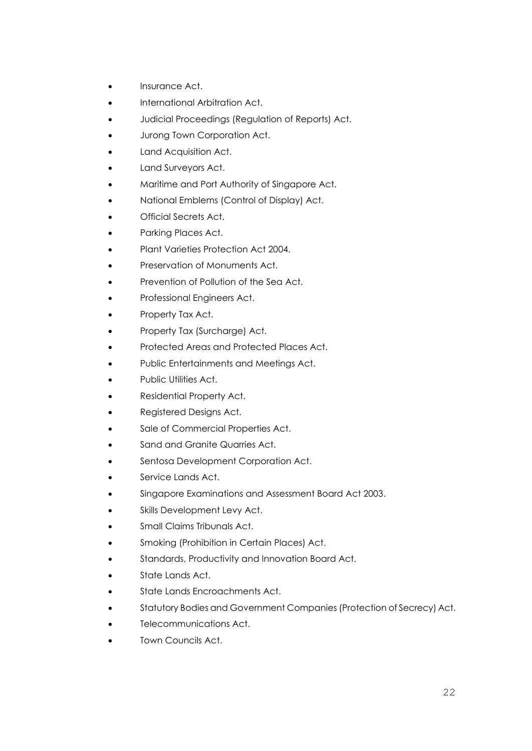- Insurance Act.
- International Arbitration Act.
- Judicial Proceedings (Regulation of Reports) Act.
- Jurong Town Corporation Act.
- Land Acquisition Act.
- Land Surveyors Act.
- Maritime and Port Authority of Singapore Act.
- National Emblems (Control of Display) Act.
- Official Secrets Act.
- Parking Places Act.
- Plant Varieties Protection Act 2004.
- Preservation of Monuments Act.
- Prevention of Pollution of the Sea Act.
- Professional Engineers Act.
- Property Tax Act.
- Property Tax (Surcharge) Act.
- Protected Areas and Protected Places Act.
- Public Entertainments and Meetings Act.
- Public Utilities Act.
- Residential Property Act.
- Registered Designs Act.
- Sale of Commercial Properties Act.
- Sand and Granite Quarries Act.
- Sentosa Development Corporation Act.
- Service Lands Act.
- Singapore Examinations and Assessment Board Act 2003.
- Skills Development Levy Act.
- Small Claims Tribunals Act.
- Smoking (Prohibition in Certain Places) Act.
- Standards, Productivity and Innovation Board Act.
- State Lands Act.
- State Lands Encroachments Act.
- Statutory Bodies and Government Companies (Protection of Secrecy) Act.
- Telecommunications Act.
- Town Councils Act.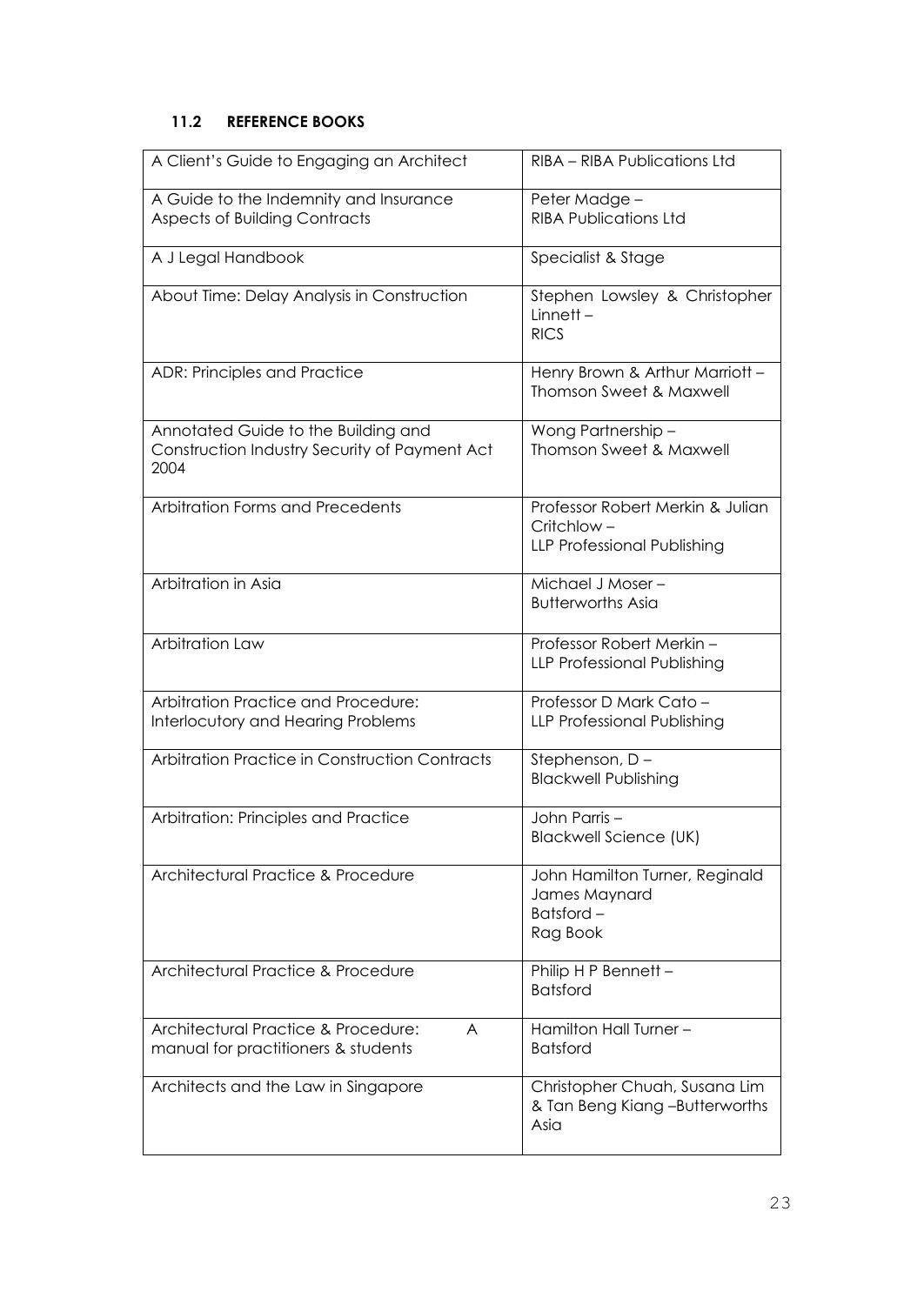### 11.2 REFERENCE BOOKS

| | |
|---|---|
| A Client's Guide to Engaging an Architect | RIBA – RIBA Publications Ltd |
| A Guide to the Indemnity and Insurance Aspects of Building Contracts | Peter Madge – RIBA Publications Ltd |
| A J Legal Handbook | Specialist & Stage |
| About Time: Delay Analysis in Construction | Stephen Lowsley & Christopher Linnett – RICS |
| ADR: Principles and Practice | Henry Brown & Arthur Marriott – Thomson Sweet & Maxwell |
| Annotated Guide to the Building and Construction Industry Security of Payment Act 2004 | Wong Partnership – Thomson Sweet & Maxwell |
| Arbitration Forms and Precedents | Professor Robert Merkin & Julian Critchlow – LLP Professional Publishing |
| Arbitration in Asia | Michael J Moser – Butterworths Asia |
| Arbitration Law | Professor Robert Merkin – LLP Professional Publishing |
| Arbitration Practice and Procedure: Interlocutory and Hearing Problems | Professor D Mark Cato – LLP Professional Publishing |
| Arbitration Practice in Construction Contracts | Stephenson, D – Blackwell Publishing |
| Arbitration: Principles and Practice | John Parris – Blackwell Science (UK) |
| Architectural Practice & Procedure | John Hamilton Turner, Reginald James Maynard Batsford – Rag Book |
| Architectural Practice & Procedure | Philip H P Bennett – Batsford |
| Architectural Practice & Procedure: A manual for practitioners & students | Hamilton Hall Turner – Batsford |
| Architects and the Law in Singapore | Christopher Chuah, Susana Lim & Tan Beng Kiang –Butterworths Asia |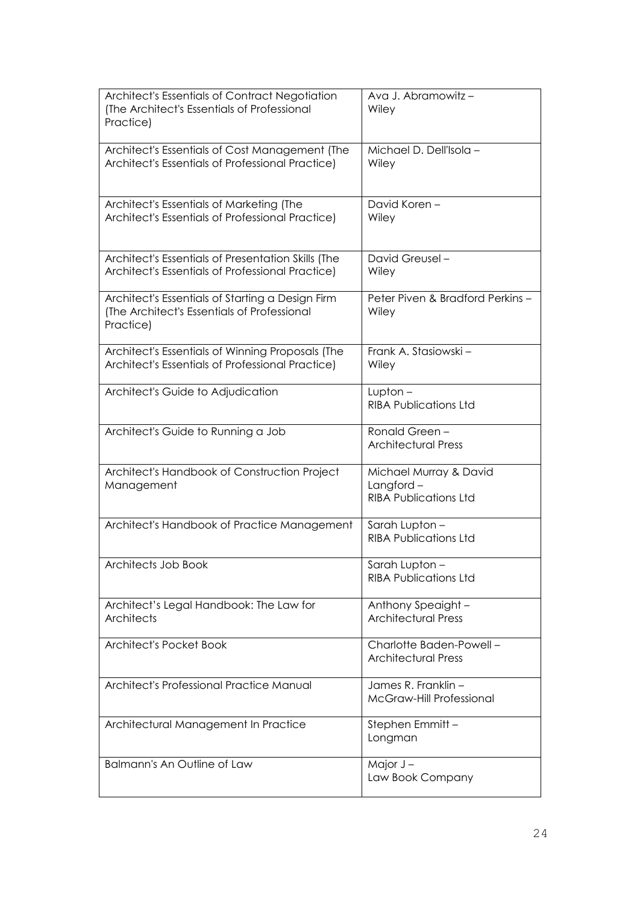| | |
|---|---|
| Architect's Essentials of Contract Negotiation (The Architect's Essentials of Professional Practice) | Ava J. Abramowitz – Wiley |
| Architect's Essentials of Cost Management (The Architect's Essentials of Professional Practice) | Michael D. Dell'Isola – Wiley |
| Architect's Essentials of Marketing (The Architect's Essentials of Professional Practice) | David Koren – Wiley |
| Architect's Essentials of Presentation Skills (The Architect's Essentials of Professional Practice) | David Greusel – Wiley |
| Architect's Essentials of Starting a Design Firm (The Architect's Essentials of Professional Practice) | Peter Piven & Bradford Perkins – Wiley |
| Architect's Essentials of Winning Proposals (The Architect's Essentials of Professional Practice) | Frank A. Stasiowski – Wiley |
| Architect's Guide to Adjudication | Lupton – RIBA Publications Ltd |
| Architect's Guide to Running a Job | Ronald Green – Architectural Press |
| Architect's Handbook of Construction Project Management | Michael Murray & David Langford – RIBA Publications Ltd |
| Architect's Handbook of Practice Management | Sarah Lupton – RIBA Publications Ltd |
| Architects Job Book | Sarah Lupton – RIBA Publications Ltd |
| Architect's Legal Handbook: The Law for Architects | Anthony Speaight – Architectural Press |
| Architect's Pocket Book | Charlotte Baden-Powell – Architectural Press |
| Architect's Professional Practice Manual | James R. Franklin – McGraw-Hill Professional |
| Architectural Management In Practice | Stephen Emmitt – Longman |
| Balmann's An Outline of Law | Major J – Law Book Company |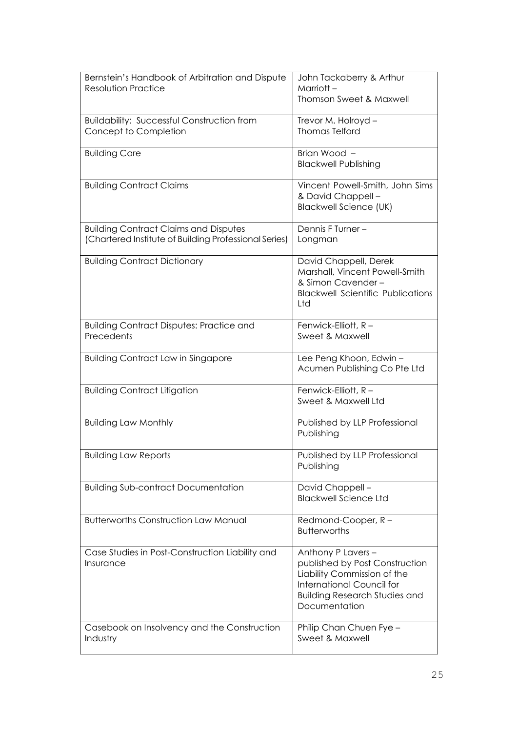| | |
|---|---|
| Bernstein's Handbook of Arbitration and Dispute Resolution Practice | John Tackaberry & Arthur Marriott – Thomson Sweet & Maxwell |
| Buildability: Successful Construction from Concept to Completion | Trevor M. Holroyd – Thomas Telford |
| Building Care | Brian Wood – Blackwell Publishing |
| Building Contract Claims | Vincent Powell-Smith, John Sims & David Chappell – Blackwell Science (UK) |
| Building Contract Claims and Disputes (Chartered Institute of Building Professional Series) | Dennis F Turner – Longman |
| Building Contract Dictionary | David Chappell, Derek Marshall, Vincent Powell-Smith & Simon Cavender – Blackwell Scientific Publications Ltd |
| Building Contract Disputes: Practice and Precedents | Fenwick-Elliott, R – Sweet & Maxwell |
| Building Contract Law in Singapore | Lee Peng Khoon, Edwin – Acumen Publishing Co Pte Ltd |
| Building Contract Litigation | Fenwick-Elliott, R – Sweet & Maxwell Ltd |
| Building Law Monthly | Published by LLP Professional Publishing |
| Building Law Reports | Published by LLP Professional Publishing |
| Building Sub-contract Documentation | David Chappell – Blackwell Science Ltd |
| Butterworths Construction Law Manual | Redmond-Cooper, R – Butterworths |
| Case Studies in Post-Construction Liability and Insurance | Anthony P Lavers – published by Post Construction Liability Commission of the International Council for Building Research Studies and Documentation |
| Casebook on Insolvency and the Construction Industry | Philip Chan Chuen Fye – Sweet & Maxwell |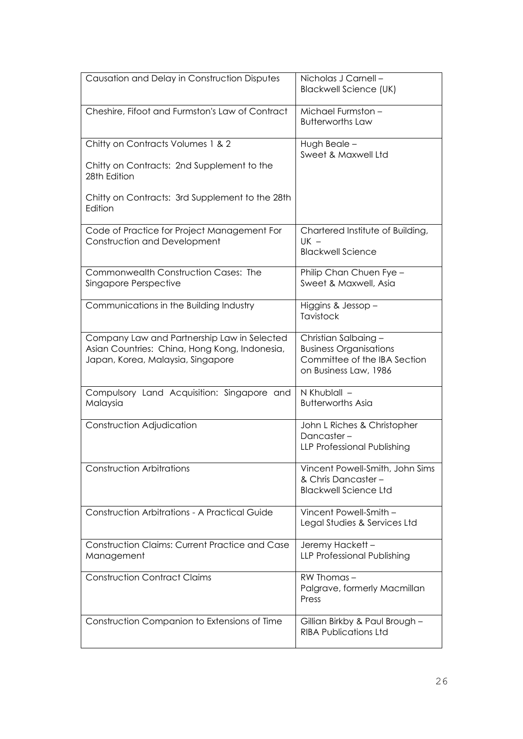| | |
|---|---|
| Causation and Delay in Construction Disputes | Nicholas J Carnell – Blackwell Science (UK) |
| Cheshire, Fifoot and Furmston's Law of Contract | Michael Furmston – Butterworths Law |
| Chitty on Contracts Volumes 1 & 2<br><br>Chitty on Contracts: 2nd Supplement to the 28th Edition<br><br>Chitty on Contracts: 3rd Supplement to the 28th Edition | Hugh Beale – Sweet & Maxwell Ltd |
| Code of Practice for Project Management For Construction and Development | Chartered Institute of Building, UK – Blackwell Science |
| Commonwealth Construction Cases: The Singapore Perspective | Philip Chan Chuen Fye – Sweet & Maxwell, Asia |
| Communications in the Building Industry | Higgins & Jessop – Tavistock |
| Company Law and Partnership Law in Selected Asian Countries: China, Hong Kong, Indonesia, Japan, Korea, Malaysia, Singapore | Christian Salbaing – Business Organisations Committee of the IBA Section on Business Law, 1986 |
| Compulsory Land Acquisition: Singapore and Malaysia | N Khublall – Butterworths Asia |
| Construction Adjudication | John L Riches & Christopher Dancaster – LLP Professional Publishing |
| Construction Arbitrations | Vincent Powell-Smith, John Sims & Chris Dancaster – Blackwell Science Ltd |
| Construction Arbitrations - A Practical Guide | Vincent Powell-Smith – Legal Studies & Services Ltd |
| Construction Claims: Current Practice and Case Management | Jeremy Hackett – LLP Professional Publishing |
| Construction Contract Claims | RW Thomas – Palgrave, formerly Macmillan Press |
| Construction Companion to Extensions of Time | Gillian Birkby & Paul Brough – RIBA Publications Ltd |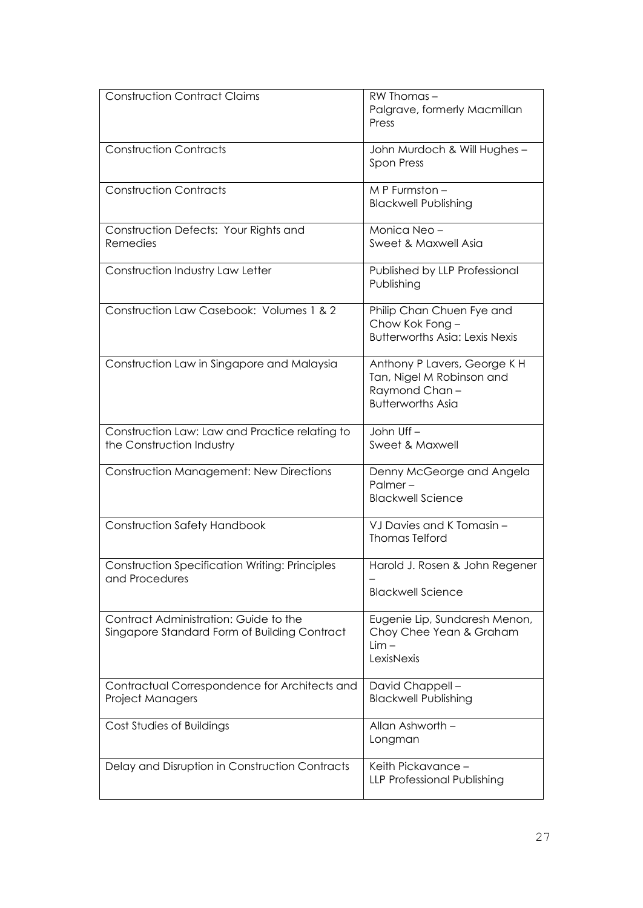| | |
|---|---|
| Construction Contract Claims | RW Thomas – Palgrave, formerly Macmillan Press |
| Construction Contracts | John Murdoch & Will Hughes – Spon Press |
| Construction Contracts | M P Furmston – Blackwell Publishing |
| Construction Defects: Your Rights and Remedies | Monica Neo – Sweet & Maxwell Asia |
| Construction Industry Law Letter | Published by LLP Professional Publishing |
| Construction Law Casebook: Volumes 1 & 2 | Philip Chan Chuen Fye and Chow Kok Fong – Butterworths Asia: Lexis Nexis |
| Construction Law in Singapore and Malaysia | Anthony P Lavers, George K H Tan, Nigel M Robinson and Raymond Chan – Butterworths Asia |
| Construction Law: Law and Practice relating to the Construction Industry | John Uff – Sweet & Maxwell |
| Construction Management: New Directions | Denny McGeorge and Angela Palmer – Blackwell Science |
| Construction Safety Handbook | VJ Davies and K Tomasin – Thomas Telford |
| Construction Specification Writing: Principles and Procedures | Harold J. Rosen & John Regener – Blackwell Science |
| Contract Administration: Guide to the Singapore Standard Form of Building Contract | Eugenie Lip, Sundaresh Menon, Choy Chee Yean & Graham Lim – LexisNexis |
| Contractual Correspondence for Architects and Project Managers | David Chappell – Blackwell Publishing |
| Cost Studies of Buildings | Allan Ashworth – Longman |
| Delay and Disruption in Construction Contracts | Keith Pickavance – LLP Professional Publishing |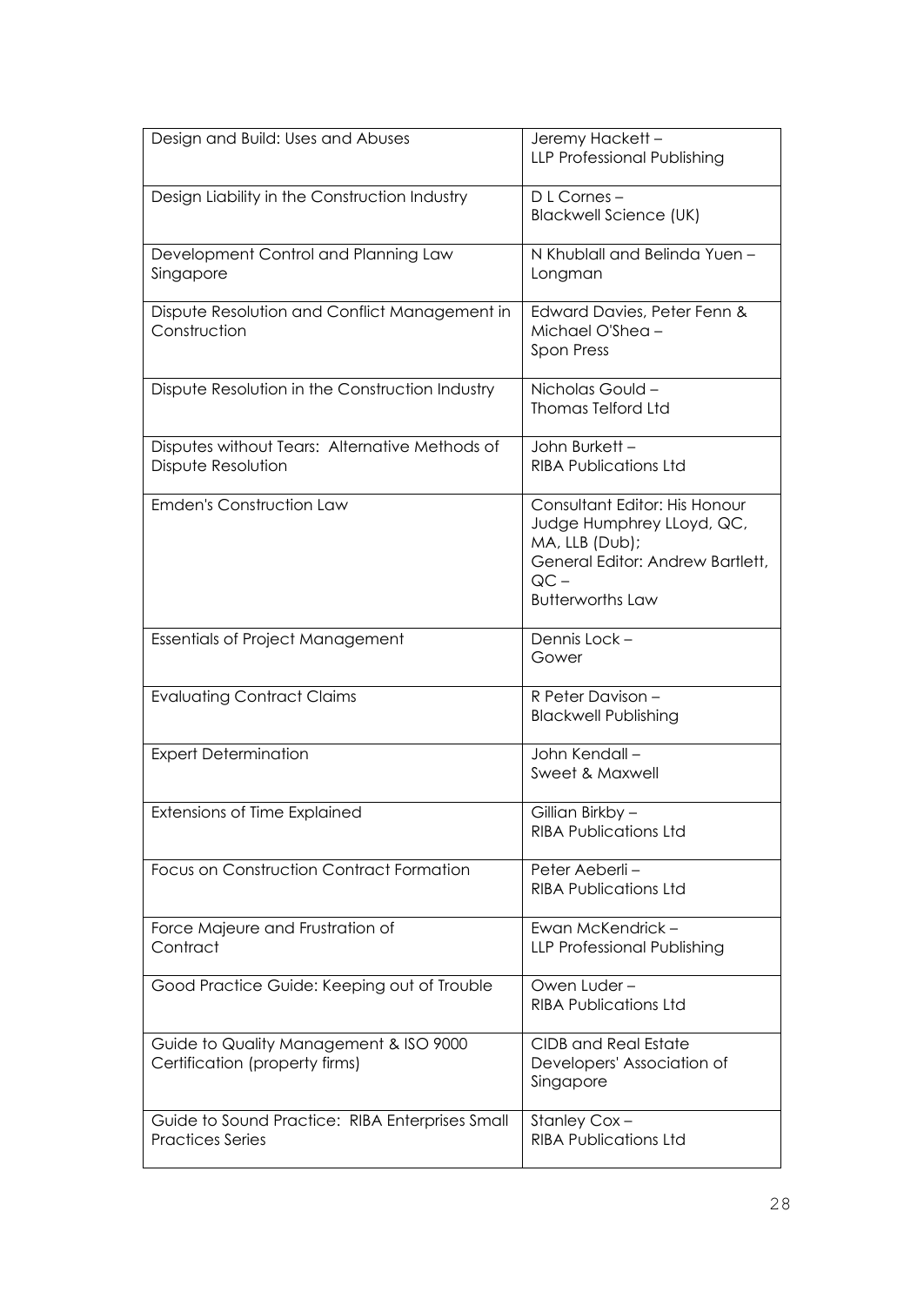| | |
|---|---|
| Design and Build: Uses and Abuses | Jeremy Hackett – LLP Professional Publishing |
| Design Liability in the Construction Industry | D L Cornes – Blackwell Science (UK) |
| Development Control and Planning Law Singapore | N Khublall and Belinda Yuen – Longman |
| Dispute Resolution and Conflict Management in Construction | Edward Davies, Peter Fenn & Michael O'Shea – Spon Press |
| Dispute Resolution in the Construction Industry | Nicholas Gould – Thomas Telford Ltd |
| Disputes without Tears: Alternative Methods of Dispute Resolution | John Burkett – RIBA Publications Ltd |
| Emden's Construction Law | Consultant Editor: His Honour Judge Humphrey LLoyd, QC, MA, LLB (Dub); General Editor: Andrew Bartlett, QC – Butterworths Law |
| Essentials of Project Management | Dennis Lock – Gower |
| Evaluating Contract Claims | R Peter Davison – Blackwell Publishing |
| Expert Determination | John Kendall – Sweet & Maxwell |
| Extensions of Time Explained | Gillian Birkby – RIBA Publications Ltd |
| Focus on Construction Contract Formation | Peter Aeberli – RIBA Publications Ltd |
| Force Majeure and Frustration of Contract | Ewan McKendrick – LLP Professional Publishing |
| Good Practice Guide: Keeping out of Trouble | Owen Luder – RIBA Publications Ltd |
| Guide to Quality Management & ISO 9000 Certification (property firms) | CIDB and Real Estate Developers' Association of Singapore |
| Guide to Sound Practice: RIBA Enterprises Small Practices Series | Stanley Cox – RIBA Publications Ltd |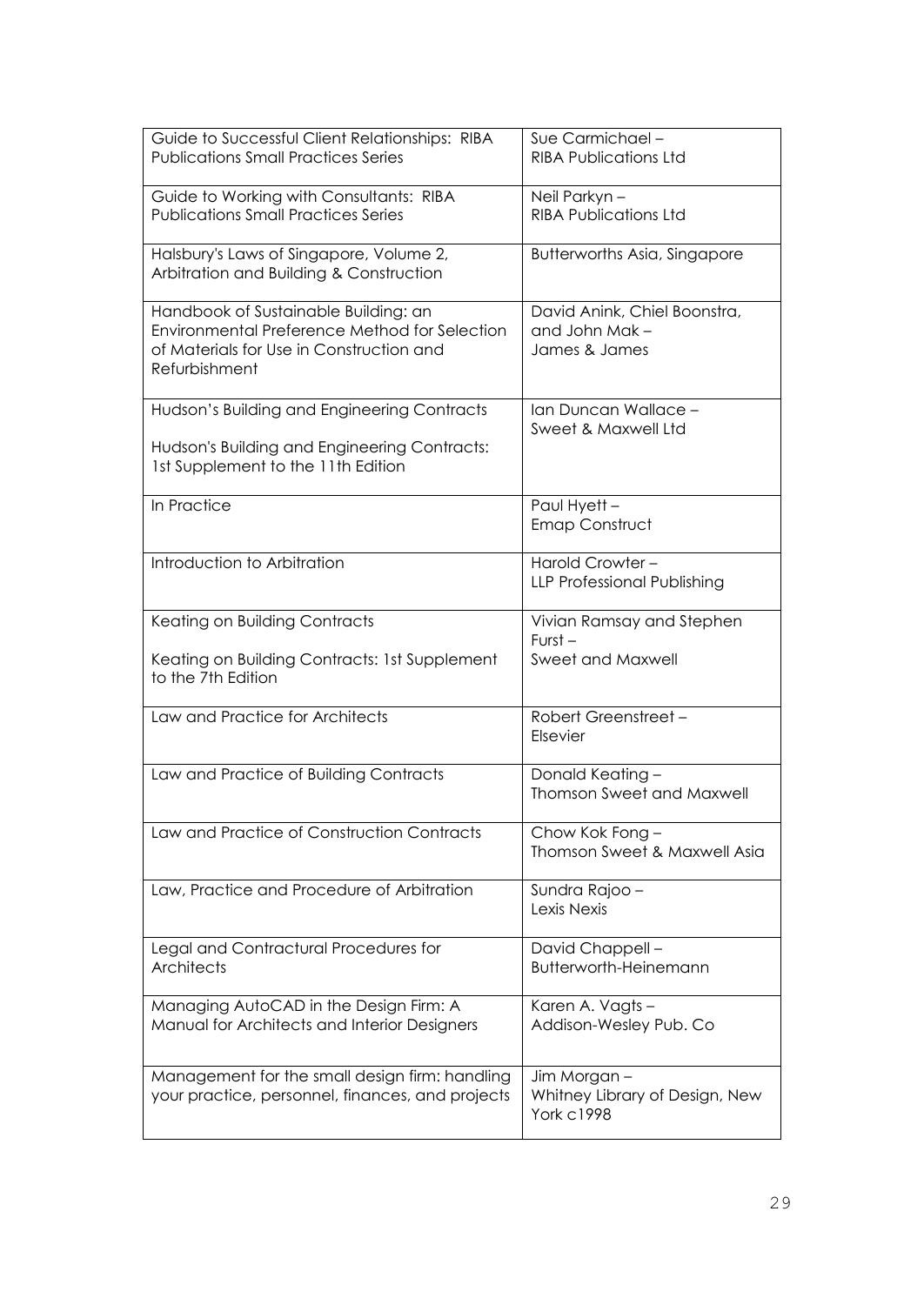| | |
|---|---|
| Guide to Successful Client Relationships: RIBA Publications Small Practices Series | Sue Carmichael – RIBA Publications Ltd |
| Guide to Working with Consultants: RIBA Publications Small Practices Series | Neil Parkyn – RIBA Publications Ltd |
| Halsbury's Laws of Singapore, Volume 2, Arbitration and Building & Construction | Butterworths Asia, Singapore |
| Handbook of Sustainable Building: an Environmental Preference Method for Selection of Materials for Use in Construction and Refurbishment | David Anink, Chiel Boonstra, and John Mak – James & James |
| Hudson's Building and Engineering Contracts<br><br>Hudson's Building and Engineering Contracts: 1st Supplement to the 11th Edition | Ian Duncan Wallace – Sweet & Maxwell Ltd |
| In Practice | Paul Hyett – Emap Construct |
| Introduction to Arbitration | Harold Crowter – LLP Professional Publishing |
| Keating on Building Contracts<br><br>Keating on Building Contracts: 1st Supplement to the 7th Edition | Vivian Ramsay and Stephen Furst – Sweet and Maxwell |
| Law and Practice for Architects | Robert Greenstreet – Elsevier |
| Law and Practice of Building Contracts | Donald Keating – Thomson Sweet and Maxwell |
| Law and Practice of Construction Contracts | Chow Kok Fong – Thomson Sweet & Maxwell Asia |
| Law, Practice and Procedure of Arbitration | Sundra Rajoo – Lexis Nexis |
| Legal and Contractural Procedures for Architects | David Chappell – Butterworth-Heinemann |
| Managing AutoCAD in the Design Firm: A Manual for Architects and Interior Designers | Karen A. Vagts – Addison-Wesley Pub. Co |
| Management for the small design firm: handling your practice, personnel, finances, and projects | Jim Morgan – Whitney Library of Design, New York c1998 |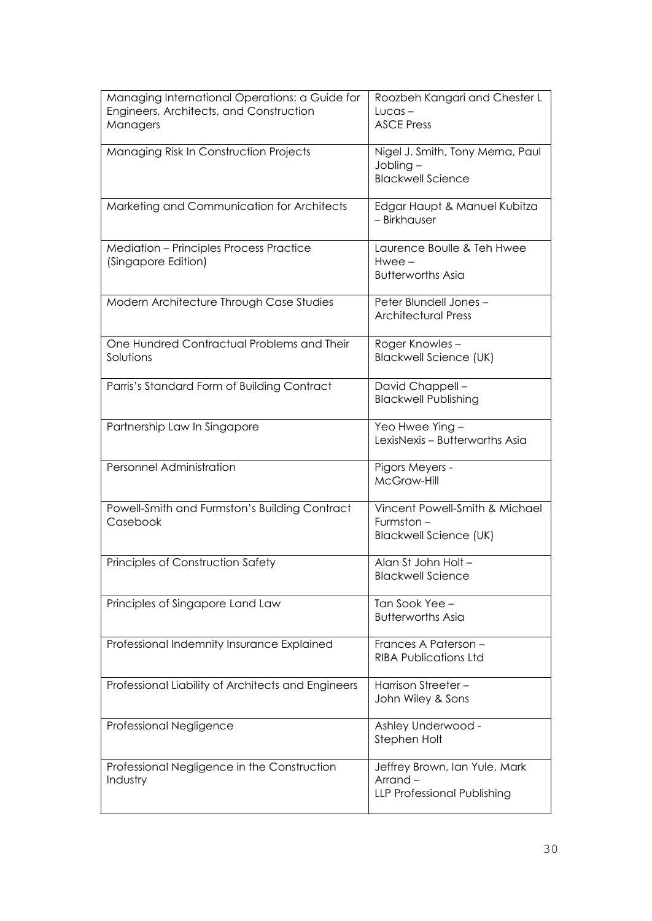| | |
|---|---|
| Managing International Operations: a Guide for Engineers, Architects, and Construction Managers | Roozbeh Kangari and Chester L Lucas – ASCE Press |
| Managing Risk In Construction Projects | Nigel J. Smith, Tony Merna, Paul Jobling – Blackwell Science |
| Marketing and Communication for Architects | Edgar Haupt & Manuel Kubitza – Birkhauser |
| Mediation – Principles Process Practice (Singapore Edition) | Laurence Boulle & Teh Hwee Hwee – Butterworths Asia |
| Modern Architecture Through Case Studies | Peter Blundell Jones – Architectural Press |
| One Hundred Contractual Problems and Their Solutions | Roger Knowles – Blackwell Science (UK) |
| Parris's Standard Form of Building Contract | David Chappell – Blackwell Publishing |
| Partnership Law In Singapore | Yeo Hwee Ying – LexisNexis – Butterworths Asia |
| Personnel Administration | Pigors Meyers - McGraw-Hill |
| Powell-Smith and Furmston's Building Contract Casebook | Vincent Powell-Smith & Michael Furmston – Blackwell Science (UK) |
| Principles of Construction Safety | Alan St John Holt – Blackwell Science |
| Principles of Singapore Land Law | Tan Sook Yee – Butterworths Asia |
| Professional Indemnity Insurance Explained | Frances A Paterson – RIBA Publications Ltd |
| Professional Liability of Architects and Engineers | Harrison Streeter – John Wiley & Sons |
| Professional Negligence | Ashley Underwood - Stephen Holt |
| Professional Negligence in the Construction Industry | Jeffrey Brown, Ian Yule, Mark Arrand – LLP Professional Publishing |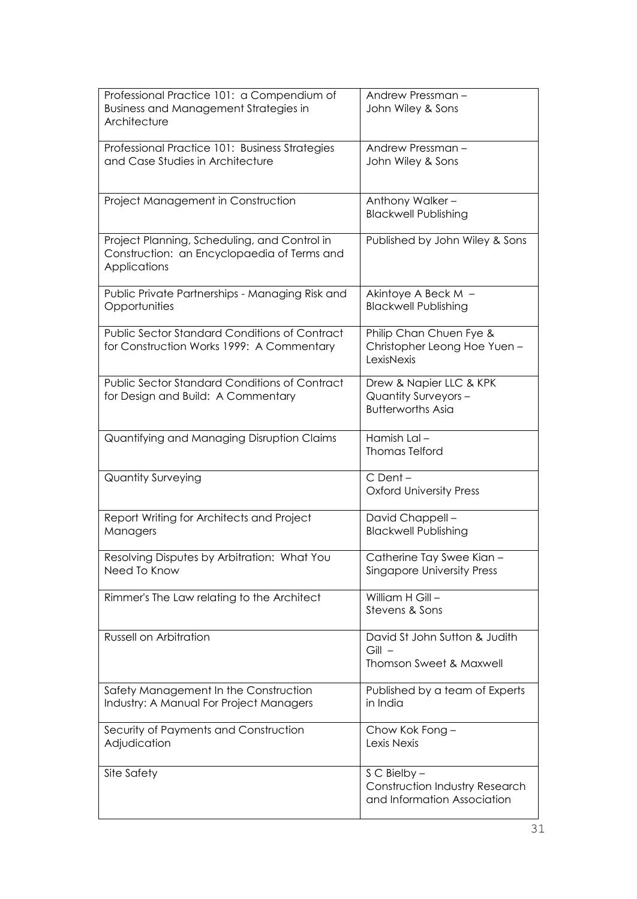| | |
|---|---|
| Professional Practice 101: a Compendium of Business and Management Strategies in Architecture | Andrew Pressman – John Wiley & Sons |
| Professional Practice 101: Business Strategies and Case Studies in Architecture | Andrew Pressman – John Wiley & Sons |
| Project Management in Construction | Anthony Walker – Blackwell Publishing |
| Project Planning, Scheduling, and Control in Construction: an Encyclopaedia of Terms and Applications | Published by John Wiley & Sons |
| Public Private Partnerships - Managing Risk and Opportunities | Akintoye A Beck M – Blackwell Publishing |
| Public Sector Standard Conditions of Contract for Construction Works 1999: A Commentary | Philip Chan Chuen Fye & Christopher Leong Hoe Yuen – LexisNexis |
| Public Sector Standard Conditions of Contract for Design and Build: A Commentary | Drew & Napier LLC & KPK Quantity Surveyors – Butterworths Asia |
| Quantifying and Managing Disruption Claims | Hamish Lal – Thomas Telford |
| Quantity Surveying | C Dent – Oxford University Press |
| Report Writing for Architects and Project Managers | David Chappell – Blackwell Publishing |
| Resolving Disputes by Arbitration: What You Need To Know | Catherine Tay Swee Kian – Singapore University Press |
| Rimmer's The Law relating to the Architect | William H Gill – Stevens & Sons |
| Russell on Arbitration | David St John Sutton & Judith Gill – Thomson Sweet & Maxwell |
| Safety Management In the Construction Industry: A Manual For Project Managers | Published by a team of Experts in India |
| Security of Payments and Construction Adjudication | Chow Kok Fong – Lexis Nexis |
| Site Safety | S C Bielby – Construction Industry Research and Information Association |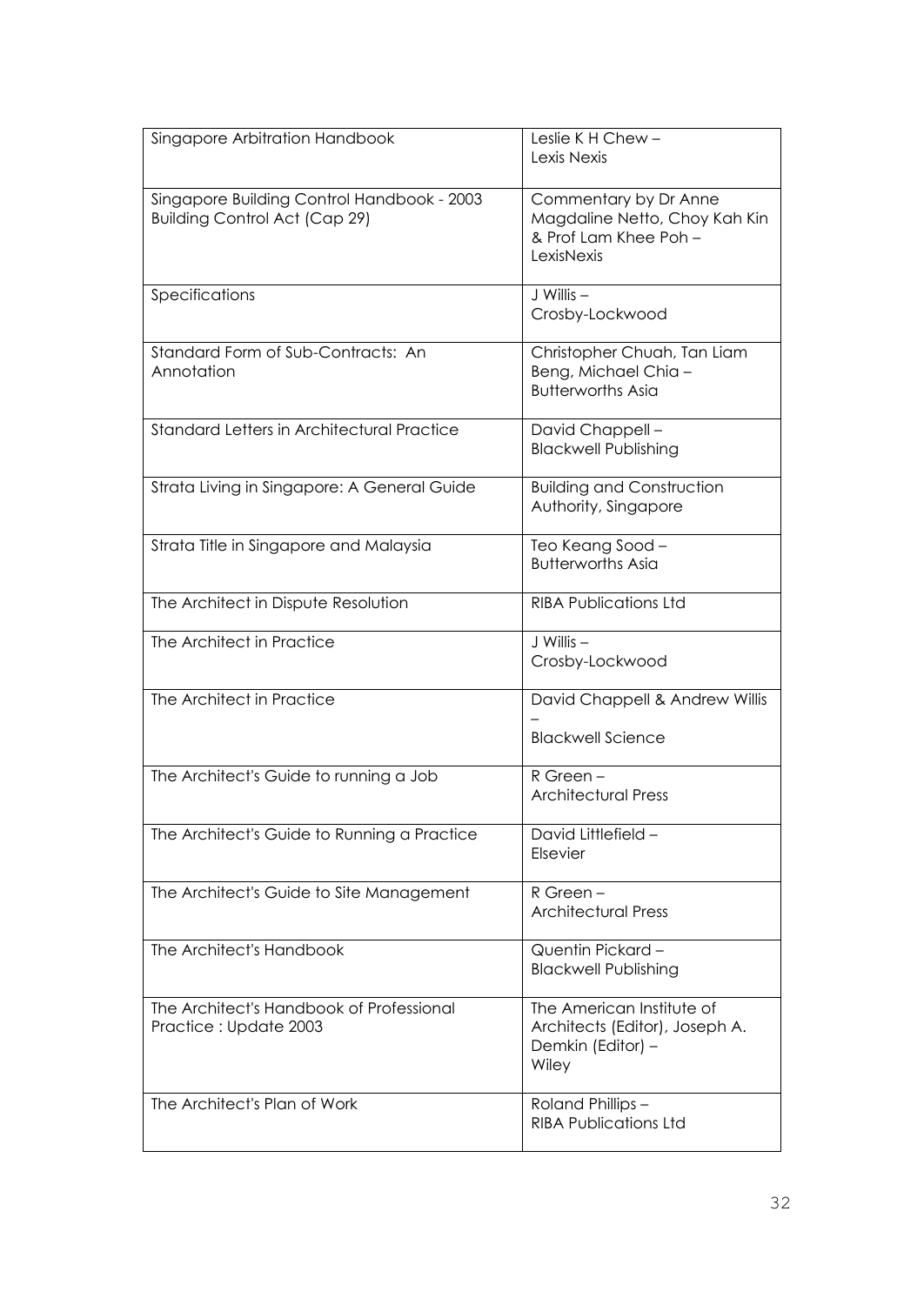| | |
|---|---|
| Singapore Arbitration Handbook | Leslie K H Chew – Lexis Nexis |
| Singapore Building Control Handbook - 2003 Building Control Act (Cap 29) | Commentary by Dr Anne Magdaline Netto, Choy Kah Kin & Prof Lam Khee Poh – LexisNexis |
| Specifications | J Willis – Crosby-Lockwood |
| Standard Form of Sub-Contracts: An Annotation | Christopher Chuah, Tan Liam Beng, Michael Chia – Butterworths Asia |
| Standard Letters in Architectural Practice | David Chappell – Blackwell Publishing |
| Strata Living in Singapore: A General Guide | Building and Construction Authority, Singapore |
| Strata Title in Singapore and Malaysia | Teo Keang Sood – Butterworths Asia |
| The Architect in Dispute Resolution | RIBA Publications Ltd |
| The Architect in Practice | J Willis – Crosby-Lockwood |
| The Architect in Practice | David Chappell & Andrew Willis – Blackwell Science |
| The Architect's Guide to running a Job | R Green – Architectural Press |
| The Architect's Guide to Running a Practice | David Littlefield – Elsevier |
| The Architect's Guide to Site Management | R Green – Architectural Press |
| The Architect's Handbook | Quentin Pickard – Blackwell Publishing |
| The Architect's Handbook of Professional Practice : Update 2003 | The American Institute of Architects (Editor), Joseph A. Demkin (Editor) – Wiley |
| The Architect's Plan of Work | Roland Phillips – RIBA Publications Ltd |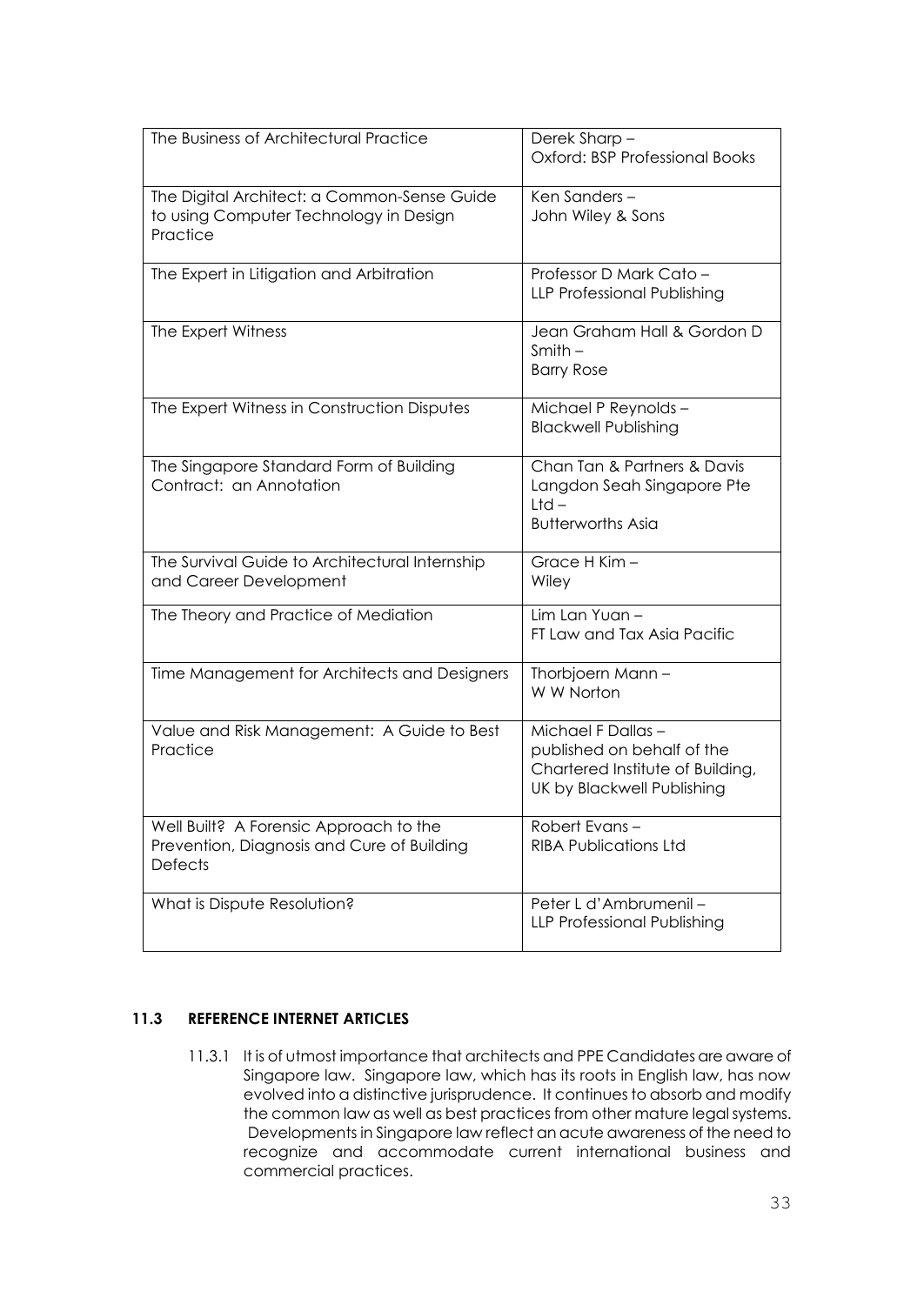| | |
|---|---|
| The Business of Architectural Practice | Derek Sharp – Oxford: BSP Professional Books |
| The Digital Architect: a Common-Sense Guide to using Computer Technology in Design Practice | Ken Sanders – John Wiley & Sons |
| The Expert in Litigation and Arbitration | Professor D Mark Cato – LLP Professional Publishing |
| The Expert Witness | Jean Graham Hall & Gordon D Smith – Barry Rose |
| The Expert Witness in Construction Disputes | Michael P Reynolds – Blackwell Publishing |
| The Singapore Standard Form of Building Contract: an Annotation | Chan Tan & Partners & Davis Langdon Seah Singapore Pte Ltd – Butterworths Asia |
| The Survival Guide to Architectural Internship and Career Development | Grace H Kim – Wiley |
| The Theory and Practice of Mediation | Lim Lan Yuan – FT Law and Tax Asia Pacific |
| Time Management for Architects and Designers | Thorbjoern Mann – W W Norton |
| Value and Risk Management: A Guide to Best Practice | Michael F Dallas – published on behalf of the Chartered Institute of Building, UK by Blackwell Publishing |
| Well Built? A Forensic Approach to the Prevention, Diagnosis and Cure of Building Defects | Robert Evans – RIBA Publications Ltd |
| What is Dispute Resolution? | Peter L d'Ambrumenil – LLP Professional Publishing |

### 11.3 REFERENCE INTERNET ARTICLES

11.3.1 It is of utmost importance that architects and PPE Candidates are aware of Singapore law. Singapore law, which has its roots in English law, has now evolved into a distinctive jurisprudence. It continues to absorb and modify the common law as well as best practices from other mature legal systems. Developments in Singapore law reflect an acute awareness of the need to recognize and accommodate current international business and commercial practices.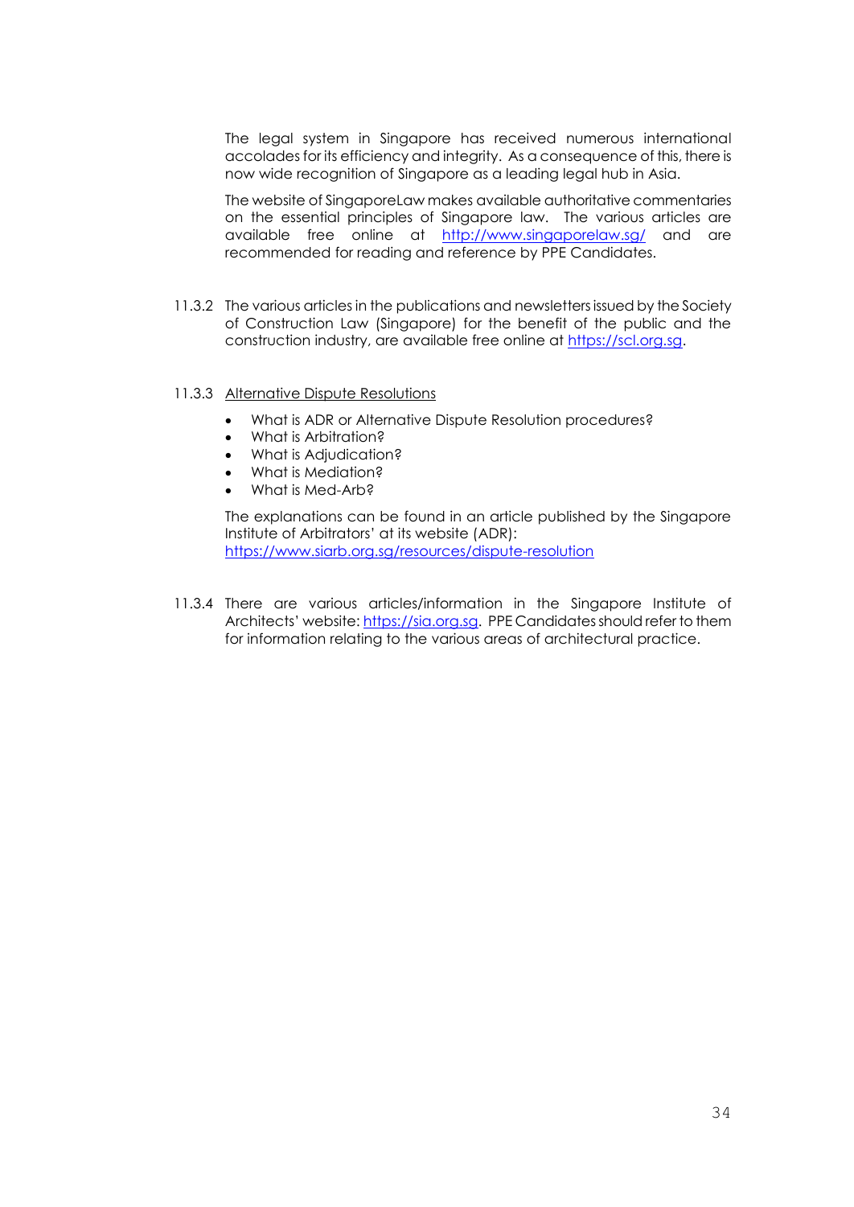The legal system in Singapore has received numerous international accolades for its efficiency and integrity. As a consequence of this, there is now wide recognition of Singapore as a leading legal hub in Asia.

The website of SingaporeLaw makes available authoritative commentaries on the essential principles of Singapore law. The various articles are available free online at http://www.singaporelaw.sg/ and are recommended for reading and reference by PPE Candidates.

11.3.2 The various articles in the publications and newsletters issued by the Society of Construction Law (Singapore) for the benefit of the public and the construction industry, are available free online at https://scl.org.sg.

11.3.3 <u>Alternative Dispute Resolutions</u>

- What is ADR or Alternative Dispute Resolution procedures?
- What is Arbitration?
- What is Adjudication?
- What is Mediation?
- What is Med-Arb?

The explanations can be found in an article published by the Singapore Institute of Arbitrators' at its website (ADR):
https://www.siarb.org.sg/resources/dispute-resolution

11.3.4 There are various articles/information in the Singapore Institute of Architects' website: https://sia.org.sg. PPE Candidates should refer to them for information relating to the various areas of architectural practice.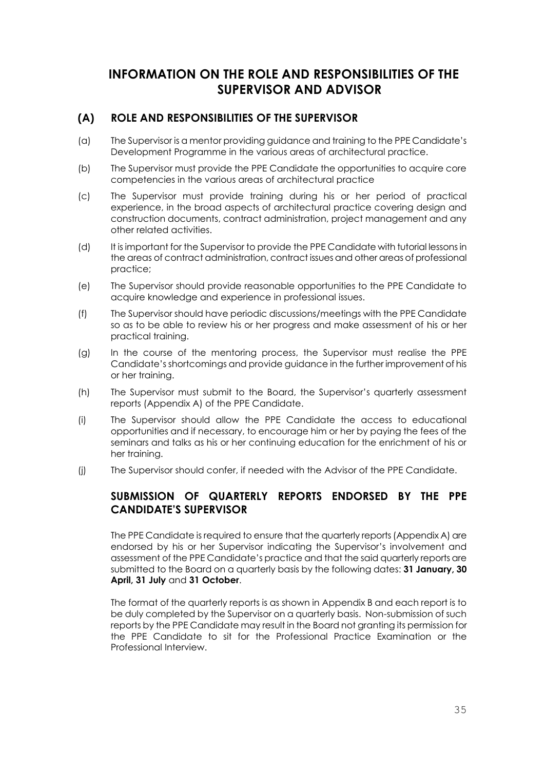# INFORMATION ON THE ROLE AND RESPONSIBILITIES OF THE SUPERVISOR AND ADVISOR

## (A) ROLE AND RESPONSIBILITIES OF THE SUPERVISOR

(a) The Supervisor is a mentor providing guidance and training to the PPE Candidate's Development Programme in the various areas of architectural practice.

(b) The Supervisor must provide the PPE Candidate the opportunities to acquire core competencies in the various areas of architectural practice

(c) The Supervisor must provide training during his or her period of practical experience, in the broad aspects of architectural practice covering design and construction documents, contract administration, project management and any other related activities.

(d) It is important for the Supervisor to provide the PPE Candidate with tutorial lessons in the areas of contract administration, contract issues and other areas of professional practice;

(e) The Supervisor should provide reasonable opportunities to the PPE Candidate to acquire knowledge and experience in professional issues.

(f) The Supervisor should have periodic discussions/meetings with the PPE Candidate so as to be able to review his or her progress and make assessment of his or her practical training.

(g) In the course of the mentoring process, the Supervisor must realise the PPE Candidate's shortcomings and provide guidance in the further improvement of his or her training.

(h) The Supervisor must submit to the Board, the Supervisor's quarterly assessment reports (Appendix A) of the PPE Candidate.

(i) The Supervisor should allow the PPE Candidate the access to educational opportunities and if necessary, to encourage him or her by paying the fees of the seminars and talks as his or her continuing education for the enrichment of his or her training.

(j) The Supervisor should confer, if needed with the Advisor of the PPE Candidate.

### SUBMISSION OF QUARTERLY REPORTS ENDORSED BY THE PPE CANDIDATE'S SUPERVISOR

The PPE Candidate is required to ensure that the quarterly reports (Appendix A) are endorsed by his or her Supervisor indicating the Supervisor's involvement and assessment of the PPE Candidate's practice and that the said quarterly reports are submitted to the Board on a quarterly basis by the following dates: **31 January, 30 April, 31 July** and **31 October**.

The format of the quarterly reports is as shown in Appendix B and each report is to be duly completed by the Supervisor on a quarterly basis. Non-submission of such reports by the PPE Candidate may result in the Board not granting its permission for the PPE Candidate to sit for the Professional Practice Examination or the Professional Interview.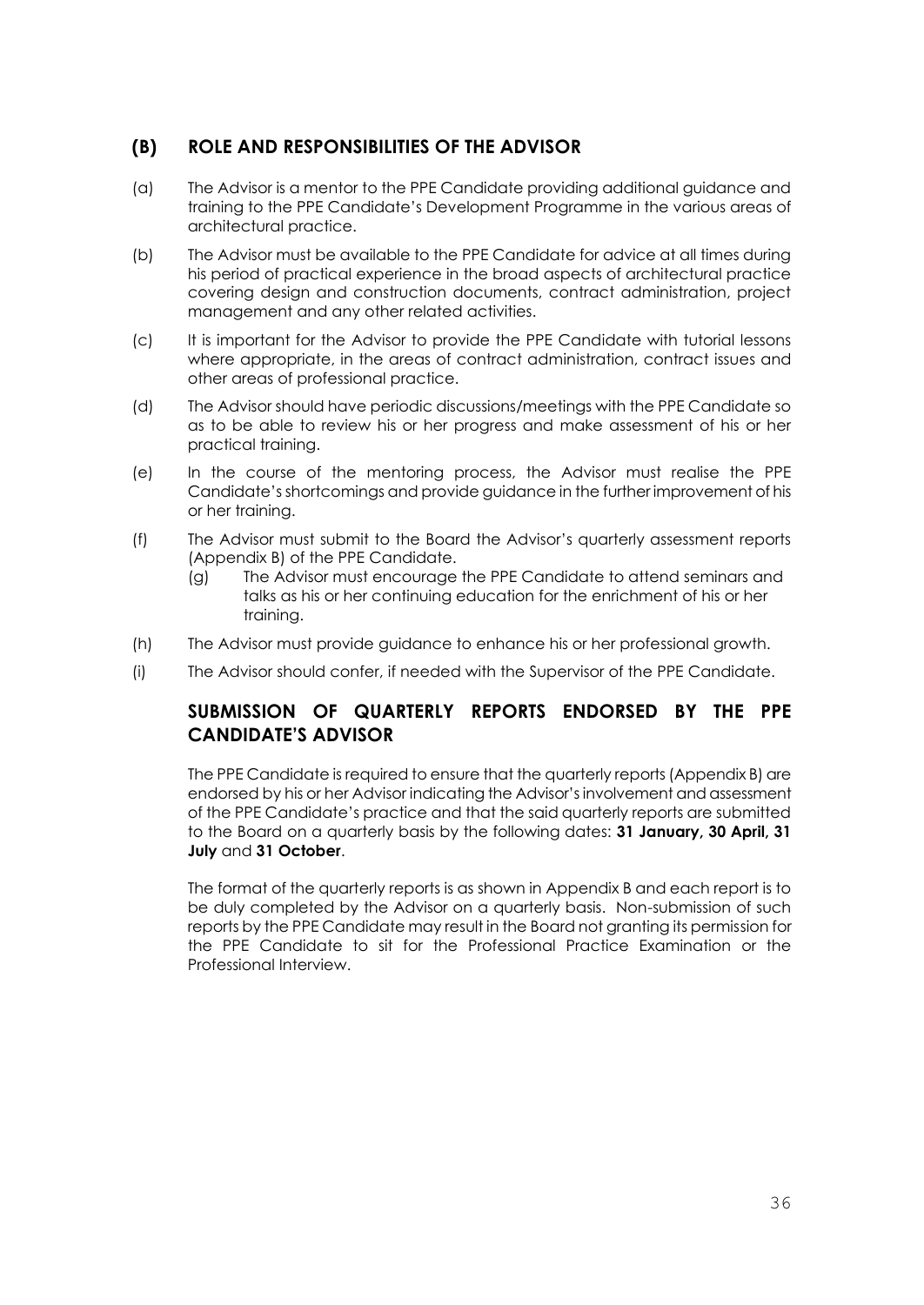## (B) ROLE AND RESPONSIBILITIES OF THE ADVISOR

(a) The Advisor is a mentor to the PPE Candidate providing additional guidance and training to the PPE Candidate's Development Programme in the various areas of architectural practice.

(b) The Advisor must be available to the PPE Candidate for advice at all times during his period of practical experience in the broad aspects of architectural practice covering design and construction documents, contract administration, project management and any other related activities.

(c) It is important for the Advisor to provide the PPE Candidate with tutorial lessons where appropriate, in the areas of contract administration, contract issues and other areas of professional practice.

(d) The Advisor should have periodic discussions/meetings with the PPE Candidate so as to be able to review his or her progress and make assessment of his or her practical training.

(e) In the course of the mentoring process, the Advisor must realise the PPE Candidate's shortcomings and provide guidance in the further improvement of his or her training.

(f) The Advisor must submit to the Board the Advisor's quarterly assessment reports (Appendix B) of the PPE Candidate.

(g) The Advisor must encourage the PPE Candidate to attend seminars and talks as his or her continuing education for the enrichment of his or her training.

(h) The Advisor must provide guidance to enhance his or her professional growth.

(i) The Advisor should confer, if needed with the Supervisor of the PPE Candidate.

### SUBMISSION OF QUARTERLY REPORTS ENDORSED BY THE PPE CANDIDATE'S ADVISOR

The PPE Candidate is required to ensure that the quarterly reports (Appendix B) are endorsed by his or her Advisor indicating the Advisor's involvement and assessment of the PPE Candidate's practice and that the said quarterly reports are submitted to the Board on a quarterly basis by the following dates: **31 January, 30 April, 31 July** and **31 October**.

The format of the quarterly reports is as shown in Appendix B and each report is to be duly completed by the Advisor on a quarterly basis. Non-submission of such reports by the PPE Candidate may result in the Board not granting its permission for the PPE Candidate to sit for the Professional Practice Examination or the Professional Interview.